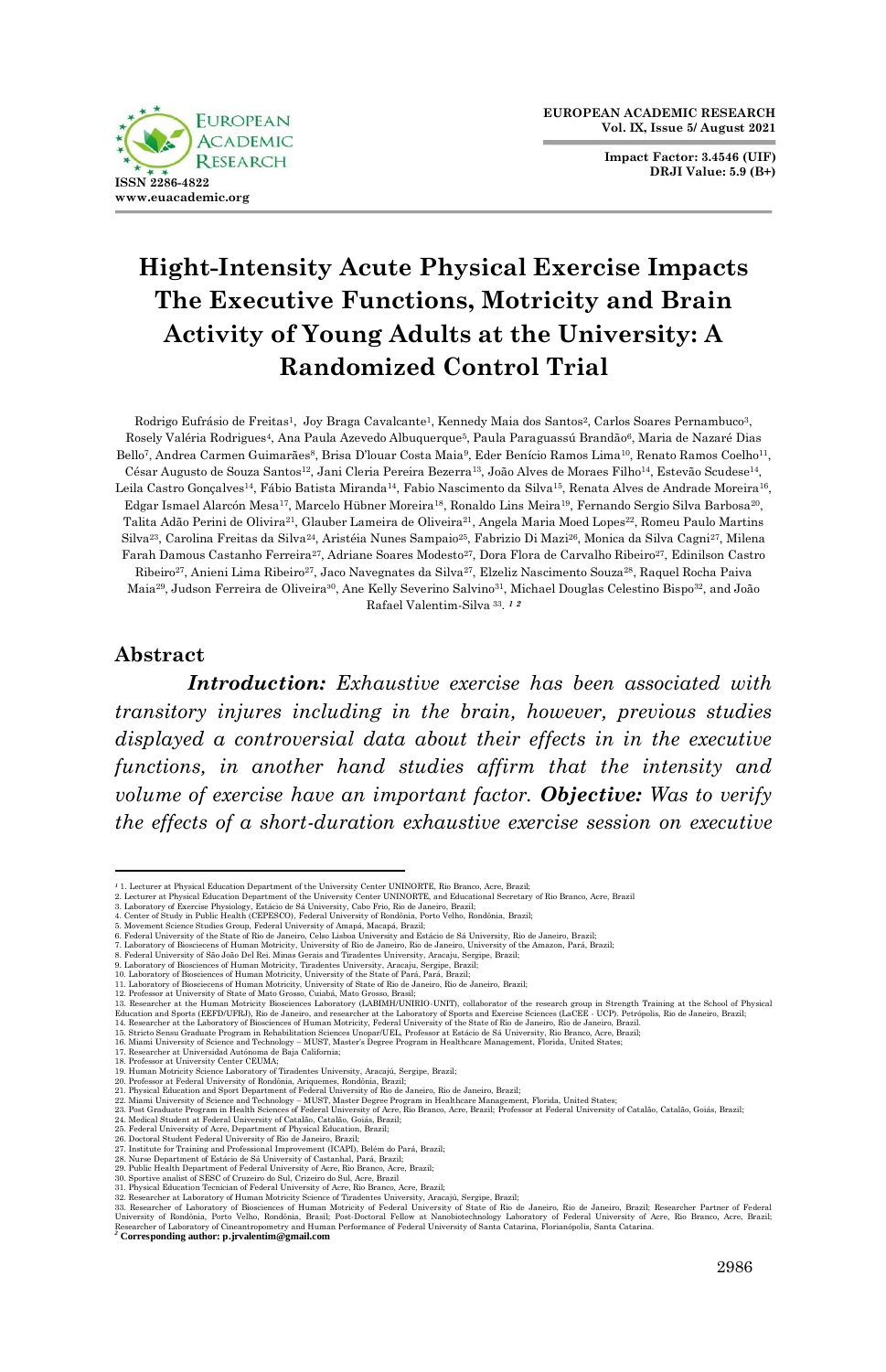EUROPEAN ACADEMIC RESEARCH
Vol. IX, Issue 5/ August 2021

ISSN 2286-4822
www.euacademic.org

Impact Factor: 3.4546 (UIF)
DRJI Value: 5.9 (B+)

# Hight-Intensity Acute Physical Exercise Impacts The Executive Functions, Motricity and Brain Activity of Young Adults at the University: A Randomized Control Trial

Rodrigo Eufrásio de Freitas[1], Joy Braga Cavalcante[1], Kennedy Maia dos Santos[2], Carlos Soares Pernambuco[3], Rosely Valéria Rodrigues[4], Ana Paula Azevedo Albuquerque[5], Paula Paraguassú Brandão[6], Maria de Nazaré Dias Bello[7], Andrea Carmen Guimarães[8], Brisa D'louar Costa Maia[9], Eder Benício Ramos Lima[10], Renato Ramos Coelho[11], César Augusto de Souza Santos[12], Jani Cleria Pereira Bezerra[13], João Alves de Moraes Filho[14], Estevão Scudese[14], Leila Castro Gonçalves[14], Fábio Batista Miranda[14], Fabio Nascimento da Silva[15], Renata Alves de Andrade Moreira[16], Edgar Ismael Alarcón Mesa[17], Marcelo Hübner Moreira[18], Ronaldo Lins Meira[19], Fernando Sergio Silva Barbosa[20], Talita Adão Perini de Olivira[21], Glauber Lameira de Oliveira[21], Angela Maria Moed Lopes[22], Romeu Paulo Martins Silva[23], Carolina Freitas da Silva[24], Aristéia Nunes Sampaio[25], Fabrizio Di Mazi[26], Monica da Silva Cagni[27], Milena Farah Damous Castanho Ferreira[27], Adriane Soares Modesto[27], Dora Flora de Carvalho Ribeiro[27], Edinilson Castro Ribeiro[27], Anieni Lima Ribeiro[27], Jaco Navegnates da Silva[27], Elzeliz Nascimento Souza[28], Raquel Rocha Paiva Maia[29], Judson Ferreira de Oliveira[30], Ane Kelly Severino Salvino[31], Michael Douglas Celestino Bispo[32], and João Rafael Valentim-Silva [33]. [1 2]

## Abstract

***Introduction:*** *Exhaustive exercise has been associated with transitory injures including in the brain, however, previous studies displayed a controversial data about their effects in in the executive functions, in another hand studies affirm that the intensity and volume of exercise have an important factor.* ***Objective:*** *Was to verify the effects of a short-duration exhaustive exercise session on executive*

---

[1] 1. Lecturer at Physical Education Department of the University Center UNINORTE, Rio Branco, Acre, Brazil;
2. Lecturer at Physical Education Department of the University Center UNINORTE, and Educational Secretary of Rio Branco, Acre, Brazil
3. Laboratory of Exercise Physiology, Estácio de Sá University, Cabo Frio, Rio de Janeiro, Brazil;
4. Center of Study in Public Health (CEPESCO), Federal University of Rondônia, Porto Velho, Rondônia, Brazil;
5. Movement Science Studies Group, Federal University of Amapá, Macapá, Brazil;
6. Federal University of the State of Rio de Janeiro, Celso Lisboa University and Estácio de Sá University, Rio de Janeiro, Brazil;
7. Laboratory of Biosciecens of Human Motricity, University of Rio de Janeiro, Rio de Janeiro, University of the Amazon, Pará, Brazil;
8. Federal University of São João Del Rei. Minas Gerais and Tiradentes University, Aracaju, Sergipe, Brazil;
9. Laboratory of Biosciences of Human Motricity, Tiradentes University, Aracaju, Sergipe, Brazil;
10. Laboratory of Biosciences of Human Motricity, University of the State of Pará, Pará, Brazil;
11. Laboratory of Biosciecens of Human Motricity, University of State of Rio de Janeiro, Rio de Janeiro, Brazil;
12. Professor at University of State of Mato Grosso, Cuiabá, Mato Grosso, Brasil;
13. Researcher at the Human Motricity Biosciences Laboratory (LABIMH/UNIRIO-UNIT), collaborator of the research group in Strength Training at the School of Physical Education and Sports (EEFD/UFRJ), Rio de Janeiro, and researcher at the Laboratory of Sports and Exercise Sciences (LaCEE - UCP). Petrópolis, Rio de Janeiro, Brazil;
14. Researcher at the Laboratory of Biosciences of Human Motricity, Federal University of the State of Rio de Janeiro, Rio de Janeiro, Brazil.
15. Stricto Sensu Graduate Program in Rehabilitation Sciences Unopar/UEL, Professor at Estácio de Sá University, Rio Branco, Acre, Brazil;
16. Miami University of Science and Technology – MUST, Master's Degree Program in Healthcare Management, Florida, United States;
17. Researcher at Universidad Autónoma de Baja California;
18. Professor at University Center CEUMA;
19. Human Motricity Science Laboratory of Tiradentes University, Aracajú, Sergipe, Brazil;
20. Professor at Federal University of Rondônia, Ariquemes, Rondônia, Brazil;
21. Physical Education and Sport Department of Federal University of Rio de Janeiro, Rio de Janeiro, Brazil;
22. Miami University of Science and Technology – MUST, Master Degree Program in Healthcare Management, Florida, United States;
23. Post Graduate Program in Health Sciences of Federal University of Acre, Rio Branco, Acre, Brazil; Professor at Federal University of Catalão, Catalão, Goiás, Brazil;
24. Medical Student at Federal University of Catalão, Catalão, Goiás, Brazil;
25. Federal University of Acre, Department of Physical Education, Brazil;
26. Doctoral Student Federal University of Rio de Janeiro, Brazil;
27. Institute for Training and Professional Improvement (ICAPI), Belém do Pará, Brazil;
28. Nurse Department of Estácio de Sá University of Castanhal, Pará, Brazil;
29. Public Health Department of Federal University of Acre, Rio Branco, Acre, Brazil;
30. Sportive analist of SESC of Cruzeiro do Sul, Crizeiro do Sul, Acre, Brazil
31. Physical Education Tecnician of Federal University of Acre, Rio Branco, Acre, Brazil;
32. Researcher at Laboratory of Human Motricity Science of Tiradentes University, Aracajú, Sergipe, Brazil;
33. Researcher of Laboratory of Biosciences of Human Motricity of Federal University of State of Rio de Janeiro, Rio de Janeiro, Brazil; Researcher Partner of Federal University of Rondônia, Porto Velho, Rondônia, Brasil; Post-Doctoral Fellow at Nanobiotechnology Laboratory of Federal University of Acre, Rio Branco, Acre, Brazil; Researcher of Laboratory of Cineantropometry and Human Performance of Federal University of Santa Catarina, Florianópolis, Santa Catarina.

[2] **Corresponding author: p.jrvalentim@gmail.com**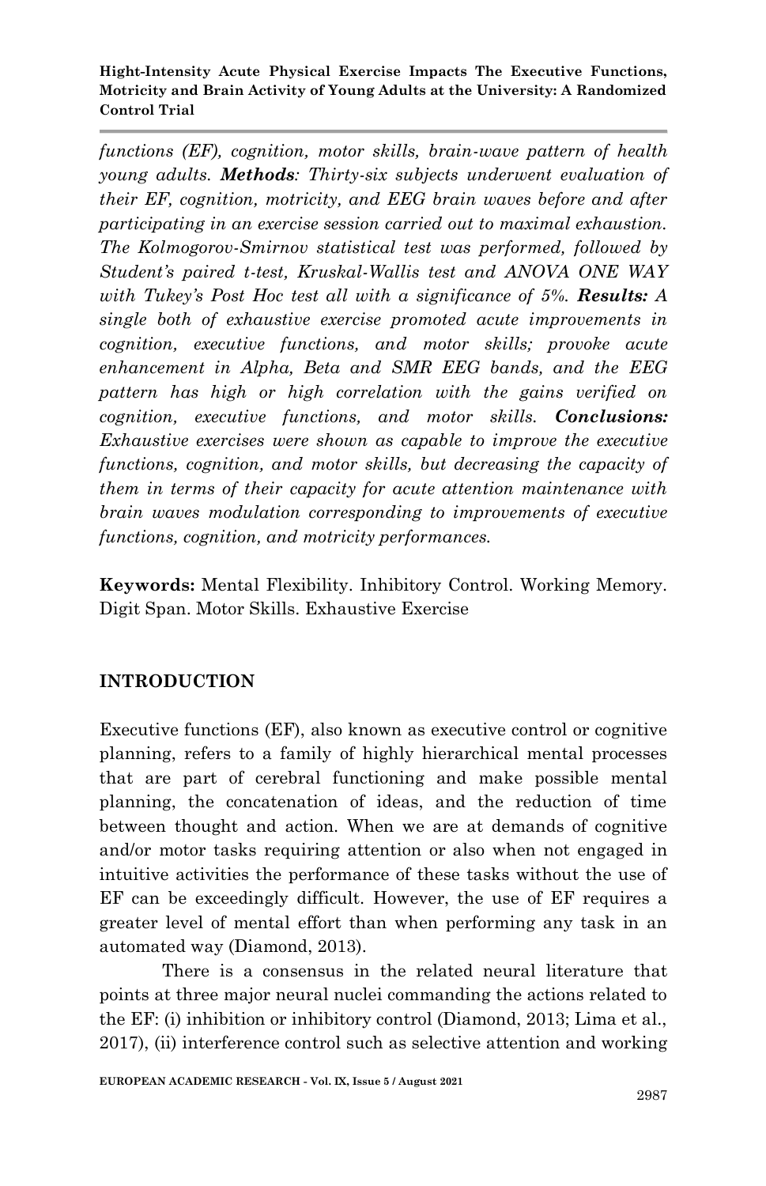*functions (EF), cognition, motor skills, brain-wave pattern of health young adults.* ***Methods****: Thirty-six subjects underwent evaluation of their EF, cognition, motricity, and EEG brain waves before and after participating in an exercise session carried out to maximal exhaustion. The Kolmogorov-Smirnov statistical test was performed, followed by Student's paired t-test, Kruskal-Wallis test and ANOVA ONE WAY with Tukey's Post Hoc test all with a significance of 5%.* ***Results:*** *A single both of exhaustive exercise promoted acute improvements in cognition, executive functions, and motor skills; provoke acute enhancement in Alpha, Beta and SMR EEG bands, and the EEG pattern has high or high correlation with the gains verified on cognition, executive functions, and motor skills.* ***Conclusions:*** *Exhaustive exercises were shown as capable to improve the executive functions, cognition, and motor skills, but decreasing the capacity of them in terms of their capacity for acute attention maintenance with brain waves modulation corresponding to improvements of executive functions, cognition, and motricity performances.*

**Keywords:** Mental Flexibility. Inhibitory Control. Working Memory. Digit Span. Motor Skills. Exhaustive Exercise

## INTRODUCTION

Executive functions (EF), also known as executive control or cognitive planning, refers to a family of highly hierarchical mental processes that are part of cerebral functioning and make possible mental planning, the concatenation of ideas, and the reduction of time between thought and action. When we are at demands of cognitive and/or motor tasks requiring attention or also when not engaged in intuitive activities the performance of these tasks without the use of EF can be exceedingly difficult. However, the use of EF requires a greater level of mental effort than when performing any task in an automated way (Diamond, 2013).

There is a consensus in the related neural literature that points at three major neural nuclei commanding the actions related to the EF: (i) inhibition or inhibitory control (Diamond, 2013; Lima et al., 2017), (ii) interference control such as selective attention and working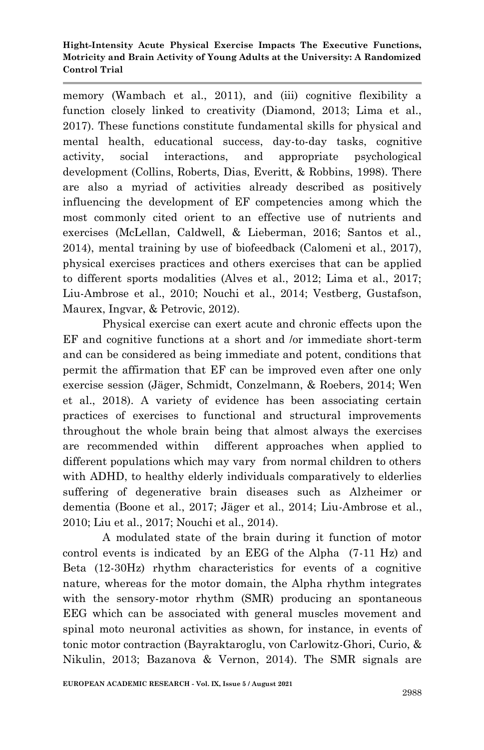memory (Wambach et al., 2011), and (iii) cognitive flexibility a function closely linked to creativity (Diamond, 2013; Lima et al., 2017). These functions constitute fundamental skills for physical and mental health, educational success, day-to-day tasks, cognitive activity, social interactions, and appropriate psychological development (Collins, Roberts, Dias, Everitt, & Robbins, 1998). There are also a myriad of activities already described as positively influencing the development of EF competencies among which the most commonly cited orient to an effective use of nutrients and exercises (McLellan, Caldwell, & Lieberman, 2016; Santos et al., 2014), mental training by use of biofeedback (Calomeni et al., 2017), physical exercises practices and others exercises that can be applied to different sports modalities (Alves et al., 2012; Lima et al., 2017; Liu-Ambrose et al., 2010; Nouchi et al., 2014; Vestberg, Gustafson, Maurex, Ingvar, & Petrovic, 2012).

Physical exercise can exert acute and chronic effects upon the EF and cognitive functions at a short and /or immediate short-term and can be considered as being immediate and potent, conditions that permit the affirmation that EF can be improved even after one only exercise session (Jäger, Schmidt, Conzelmann, & Roebers, 2014; Wen et al., 2018). A variety of evidence has been associating certain practices of exercises to functional and structural improvements throughout the whole brain being that almost always the exercises are recommended within different approaches when applied to different populations which may vary from normal children to others with ADHD, to healthy elderly individuals comparatively to elderlies suffering of degenerative brain diseases such as Alzheimer or dementia (Boone et al., 2017; Jäger et al., 2014; Liu-Ambrose et al., 2010; Liu et al., 2017; Nouchi et al., 2014).

A modulated state of the brain during it function of motor control events is indicated by an EEG of the Alpha (7-11 Hz) and Beta (12-30Hz) rhythm characteristics for events of a cognitive nature, whereas for the motor domain, the Alpha rhythm integrates with the sensory-motor rhythm (SMR) producing an spontaneous EEG which can be associated with general muscles movement and spinal moto neuronal activities as shown, for instance, in events of tonic motor contraction (Bayraktaroglu, von Carlowitz-Ghori, Curio, & Nikulin, 2013; Bazanova & Vernon, 2014). The SMR signals are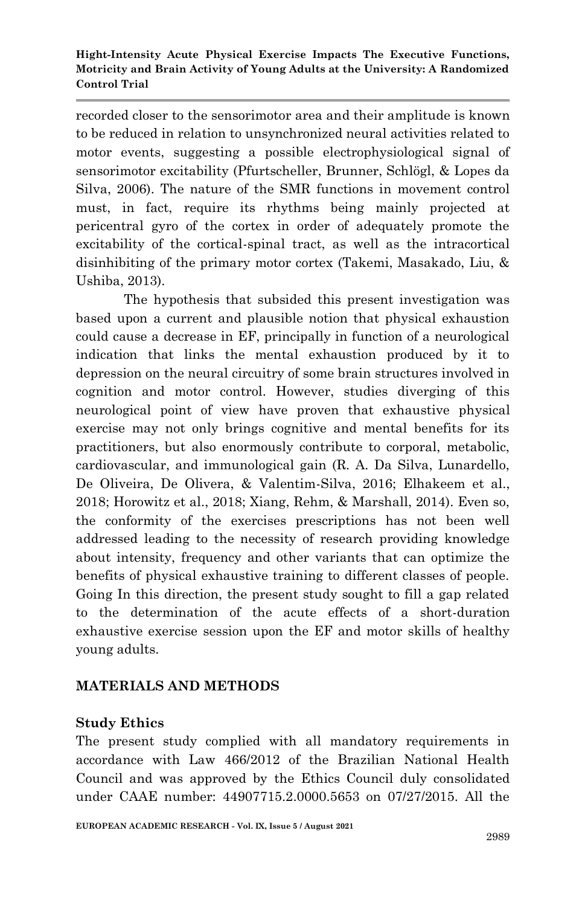recorded closer to the sensorimotor area and their amplitude is known to be reduced in relation to unsynchronized neural activities related to motor events, suggesting a possible electrophysiological signal of sensorimotor excitability (Pfurtscheller, Brunner, Schlögl, & Lopes da Silva, 2006). The nature of the SMR functions in movement control must, in fact, require its rhythms being mainly projected at pericentral gyro of the cortex in order of adequately promote the excitability of the cortical-spinal tract, as well as the intracortical disinhibiting of the primary motor cortex (Takemi, Masakado, Liu, & Ushiba, 2013).

The hypothesis that subsided this present investigation was based upon a current and plausible notion that physical exhaustion could cause a decrease in EF, principally in function of a neurological indication that links the mental exhaustion produced by it to depression on the neural circuitry of some brain structures involved in cognition and motor control. However, studies diverging of this neurological point of view have proven that exhaustive physical exercise may not only brings cognitive and mental benefits for its practitioners, but also enormously contribute to corporal, metabolic, cardiovascular, and immunological gain (R. A. Da Silva, Lunardello, De Oliveira, De Olivera, & Valentim-Silva, 2016; Elhakeem et al., 2018; Horowitz et al., 2018; Xiang, Rehm, & Marshall, 2014). Even so, the conformity of the exercises prescriptions has not been well addressed leading to the necessity of research providing knowledge about intensity, frequency and other variants that can optimize the benefits of physical exhaustive training to different classes of people. Going In this direction, the present study sought to fill a gap related to the determination of the acute effects of a short-duration exhaustive exercise session upon the EF and motor skills of healthy young adults.

## MATERIALS AND METHODS

### Study Ethics

The present study complied with all mandatory requirements in accordance with Law 466/2012 of the Brazilian National Health Council and was approved by the Ethics Council duly consolidated under CAAE number: 44907715.2.0000.5653 on 07/27/2015. All the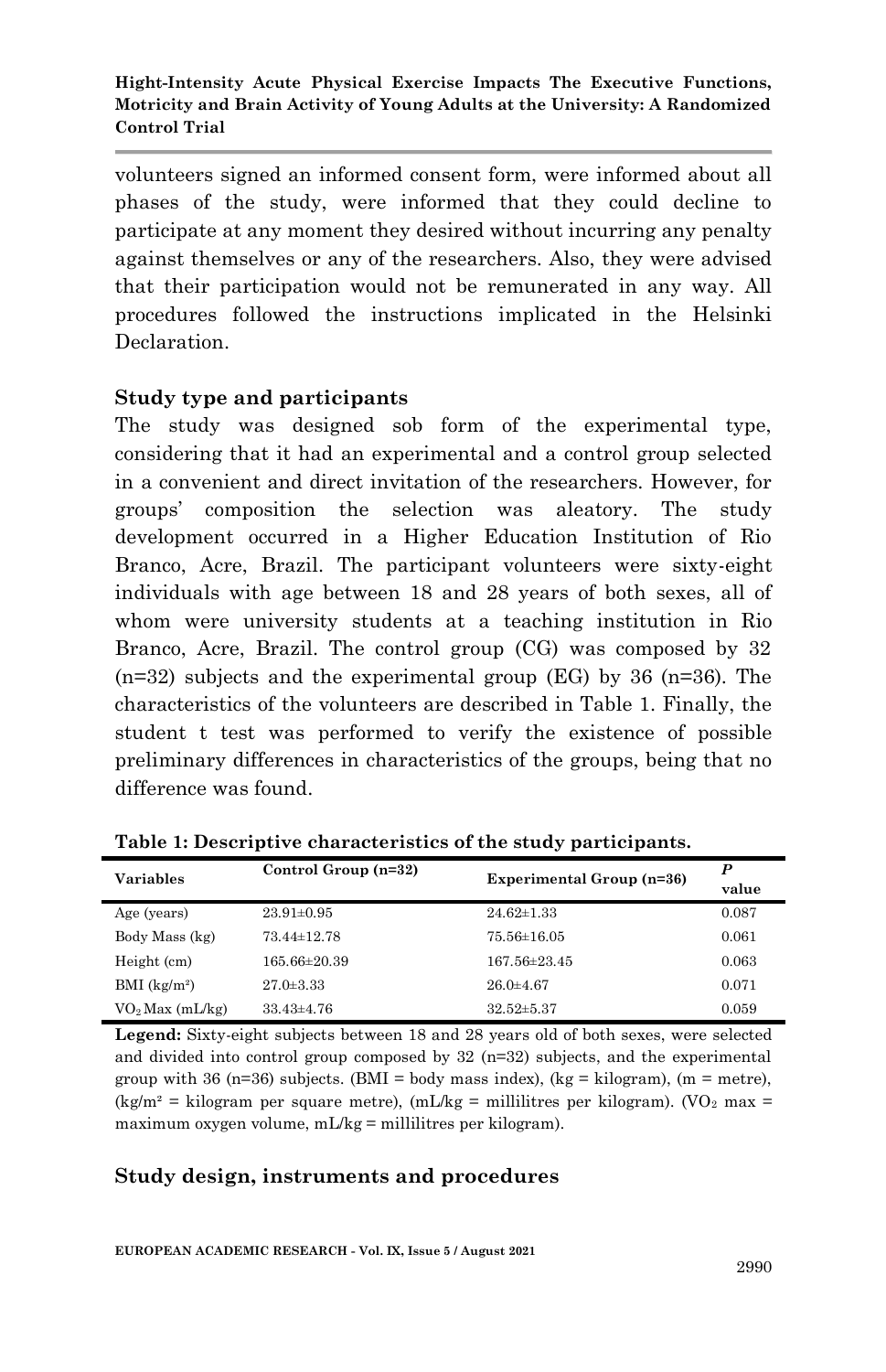volunteers signed an informed consent form, were informed about all phases of the study, were informed that they could decline to participate at any moment they desired without incurring any penalty against themselves or any of the researchers. Also, they were advised that their participation would not be remunerated in any way. All procedures followed the instructions implicated in the Helsinki Declaration.

### Study type and participants

The study was designed sob form of the experimental type, considering that it had an experimental and a control group selected in a convenient and direct invitation of the researchers. However, for groups' composition the selection was aleatory. The study development occurred in a Higher Education Institution of Rio Branco, Acre, Brazil. The participant volunteers were sixty-eight individuals with age between 18 and 28 years of both sexes, all of whom were university students at a teaching institution in Rio Branco, Acre, Brazil. The control group (CG) was composed by 32 (n=32) subjects and the experimental group (EG) by 36 (n=36). The characteristics of the volunteers are described in Table 1. Finally, the student t test was performed to verify the existence of possible preliminary differences in characteristics of the groups, being that no difference was found.

**Table 1: Descriptive characteristics of the study participants.**

| Variables | Control Group (n=32) | Experimental Group (n=36) | *P* value |
|---|---|---|---|
| Age (years) | 23.91±0.95 | 24.62±1.33 | 0.087 |
| Body Mass (kg) | 73.44±12.78 | 75.56±16.05 | 0.061 |
| Height (cm) | 165.66±20.39 | 167.56±23.45 | 0.063 |
| BMI (kg/m²) | 27.0±3.33 | 26.0±4.67 | 0.071 |
| $VO_2$ Max (mL/kg) | 33.43±4.76 | 32.52±5.37 | 0.059 |

**Legend:** Sixty-eight subjects between 18 and 28 years old of both sexes, were selected and divided into control group composed by 32 (n=32) subjects, and the experimental group with 36 (n=36) subjects. (BMI = body mass index), (kg = kilogram), (m = metre), (kg/m² = kilogram per square metre), (mL/kg = millilitres per kilogram). ($VO_2$ max = maximum oxygen volume, mL/kg = millilitres per kilogram).

### Study design, instruments and procedures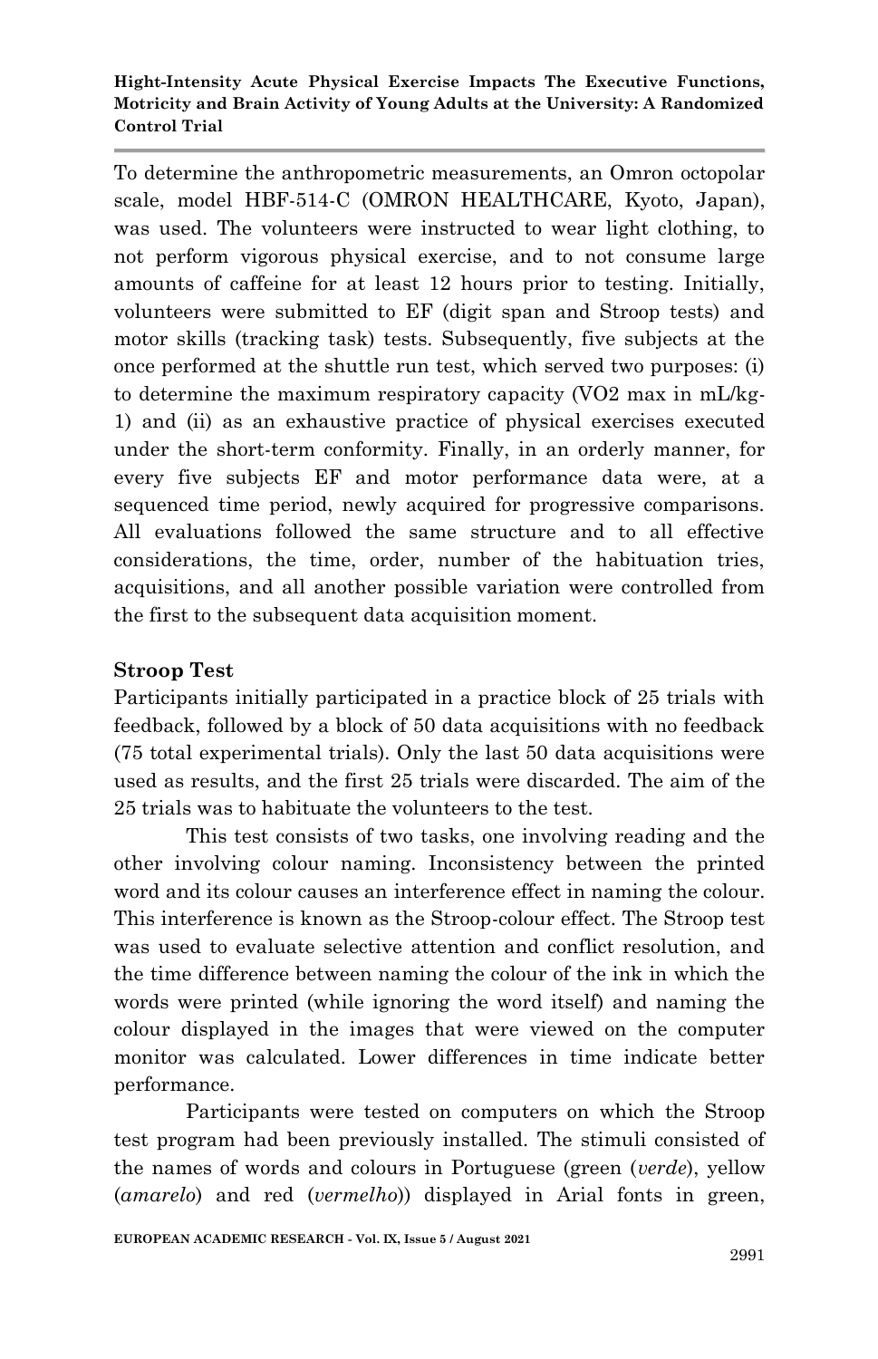To determine the anthropometric measurements, an Omron octopolar scale, model HBF-514-C (OMRON HEALTHCARE, Kyoto, Japan), was used. The volunteers were instructed to wear light clothing, to not perform vigorous physical exercise, and to not consume large amounts of caffeine for at least 12 hours prior to testing. Initially, volunteers were submitted to EF (digit span and Stroop tests) and motor skills (tracking task) tests. Subsequently, five subjects at the once performed at the shuttle run test, which served two purposes: (i) to determine the maximum respiratory capacity (VO2 max in mL/kg-1) and (ii) as an exhaustive practice of physical exercises executed under the short-term conformity. Finally, in an orderly manner, for every five subjects EF and motor performance data were, at a sequenced time period, newly acquired for progressive comparisons. All evaluations followed the same structure and to all effective considerations, the time, order, number of the habituation tries, acquisitions, and all another possible variation were controlled from the first to the subsequent data acquisition moment.

**Stroop Test**

Participants initially participated in a practice block of 25 trials with feedback, followed by a block of 50 data acquisitions with no feedback (75 total experimental trials). Only the last 50 data acquisitions were used as results, and the first 25 trials were discarded. The aim of the 25 trials was to habituate the volunteers to the test.

This test consists of two tasks, one involving reading and the other involving colour naming. Inconsistency between the printed word and its colour causes an interference effect in naming the colour. This interference is known as the Stroop-colour effect. The Stroop test was used to evaluate selective attention and conflict resolution, and the time difference between naming the colour of the ink in which the words were printed (while ignoring the word itself) and naming the colour displayed in the images that were viewed on the computer monitor was calculated. Lower differences in time indicate better performance.

Participants were tested on computers on which the Stroop test program had been previously installed. The stimuli consisted of the names of words and colours in Portuguese (green (*verde*), yellow (*amarelo*) and red (*vermelho*)) displayed in Arial fonts in green,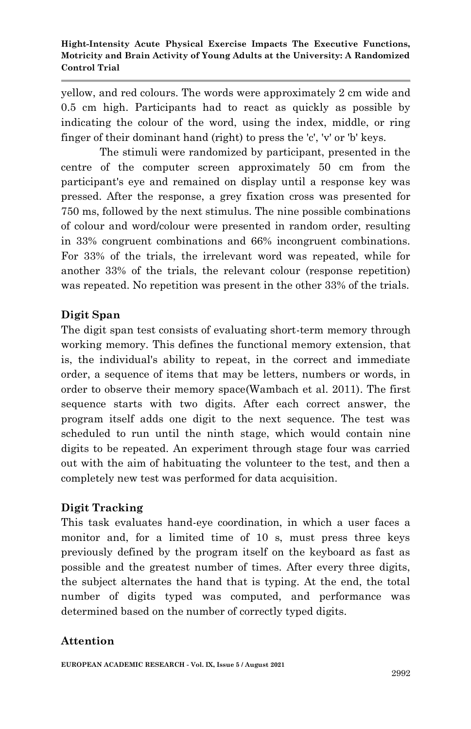yellow, and red colours. The words were approximately 2 cm wide and 0.5 cm high. Participants had to react as quickly as possible by indicating the colour of the word, using the index, middle, or ring finger of their dominant hand (right) to press the 'c', 'v' or 'b' keys.

The stimuli were randomized by participant, presented in the centre of the computer screen approximately 50 cm from the participant's eye and remained on display until a response key was pressed. After the response, a grey fixation cross was presented for 750 ms, followed by the next stimulus. The nine possible combinations of colour and word/colour were presented in random order, resulting in 33% congruent combinations and 66% incongruent combinations. For 33% of the trials, the irrelevant word was repeated, while for another 33% of the trials, the relevant colour (response repetition) was repeated. No repetition was present in the other 33% of the trials.

## Digit Span

The digit span test consists of evaluating short-term memory through working memory. This defines the functional memory extension, that is, the individual's ability to repeat, in the correct and immediate order, a sequence of items that may be letters, numbers or words, in order to observe their memory space(Wambach et al. 2011). The first sequence starts with two digits. After each correct answer, the program itself adds one digit to the next sequence. The test was scheduled to run until the ninth stage, which would contain nine digits to be repeated. An experiment through stage four was carried out with the aim of habituating the volunteer to the test, and then a completely new test was performed for data acquisition.

## Digit Tracking

This task evaluates hand-eye coordination, in which a user faces a monitor and, for a limited time of 10 s, must press three keys previously defined by the program itself on the keyboard as fast as possible and the greatest number of times. After every three digits, the subject alternates the hand that is typing. At the end, the total number of digits typed was computed, and performance was determined based on the number of correctly typed digits.

## Attention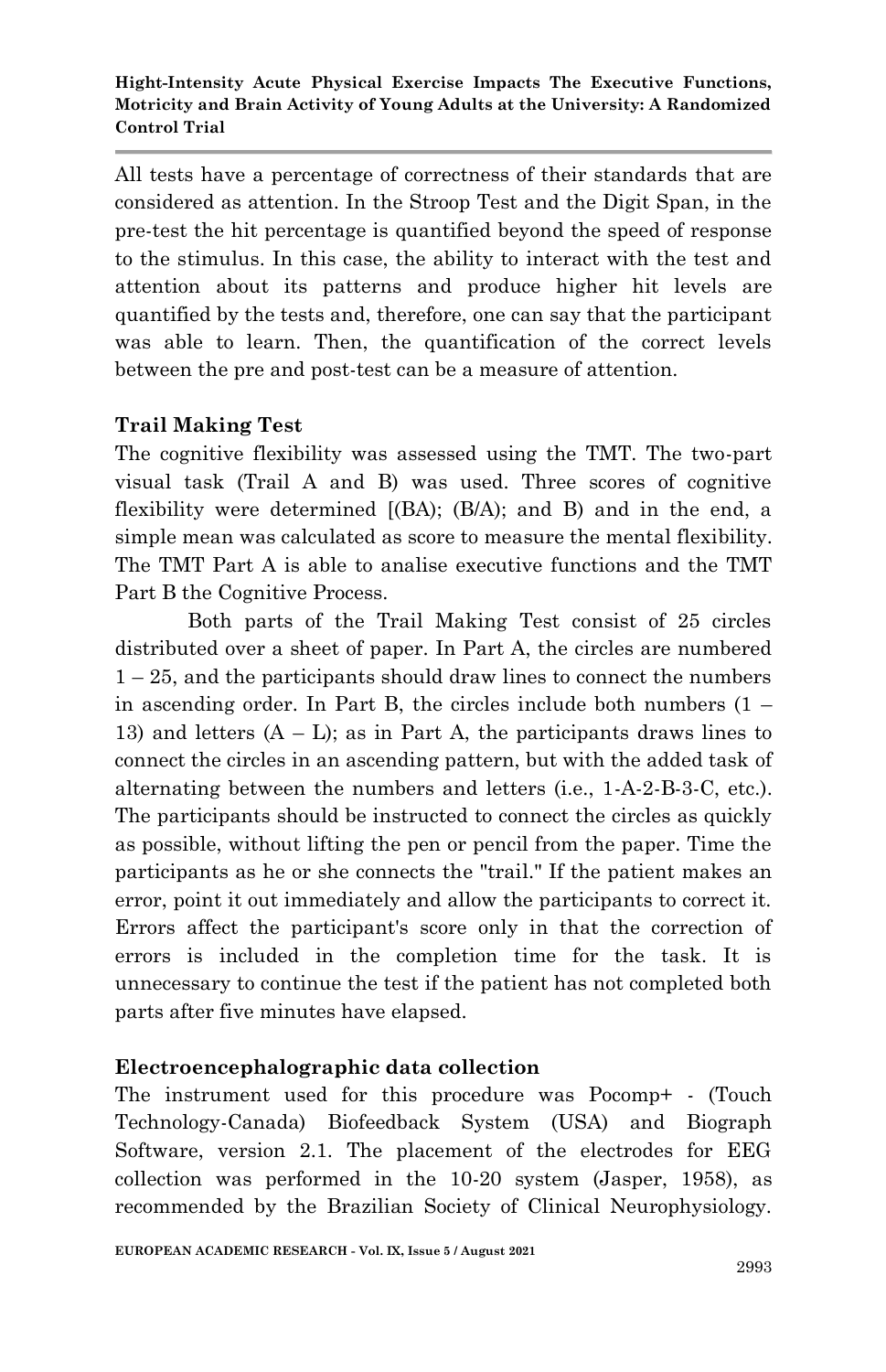All tests have a percentage of correctness of their standards that are considered as attention. In the Stroop Test and the Digit Span, in the pre-test the hit percentage is quantified beyond the speed of response to the stimulus. In this case, the ability to interact with the test and attention about its patterns and produce higher hit levels are quantified by the tests and, therefore, one can say that the participant was able to learn. Then, the quantification of the correct levels between the pre and post-test can be a measure of attention.

**Trail Making Test**

The cognitive flexibility was assessed using the TMT. The two-part visual task (Trail A and B) was used. Three scores of cognitive flexibility were determined [(BA); (B/A); and B) and in the end, a simple mean was calculated as score to measure the mental flexibility. The TMT Part A is able to analise executive functions and the TMT Part B the Cognitive Process.

Both parts of the Trail Making Test consist of 25 circles distributed over a sheet of paper. In Part A, the circles are numbered 1 – 25, and the participants should draw lines to connect the numbers in ascending order. In Part B, the circles include both numbers (1 – 13) and letters (A – L); as in Part A, the participants draws lines to connect the circles in an ascending pattern, but with the added task of alternating between the numbers and letters (i.e., 1-A-2-B-3-C, etc.). The participants should be instructed to connect the circles as quickly as possible, without lifting the pen or pencil from the paper. Time the participants as he or she connects the "trail." If the patient makes an error, point it out immediately and allow the participants to correct it. Errors affect the participant's score only in that the correction of errors is included in the completion time for the task. It is unnecessary to continue the test if the patient has not completed both parts after five minutes have elapsed.

**Electroencephalographic data collection**

The instrument used for this procedure was Pocomp+ - (Touch Technology-Canada) Biofeedback System (USA) and Biograph Software, version 2.1. The placement of the electrodes for EEG collection was performed in the 10-20 system (Jasper, 1958), as recommended by the Brazilian Society of Clinical Neurophysiology.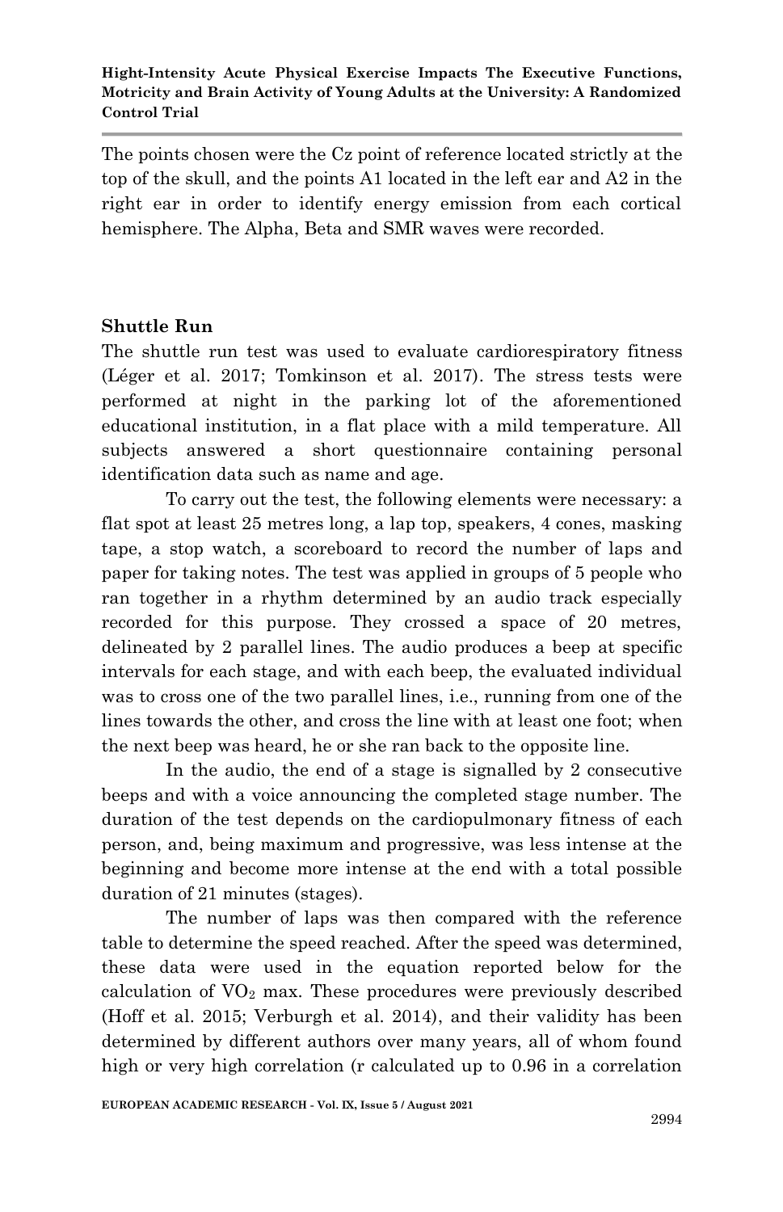The points chosen were the Cz point of reference located strictly at the top of the skull, and the points A1 located in the left ear and A2 in the right ear in order to identify energy emission from each cortical hemisphere. The Alpha, Beta and SMR waves were recorded.

### Shuttle Run

The shuttle run test was used to evaluate cardiorespiratory fitness (Léger et al. 2017; Tomkinson et al. 2017). The stress tests were performed at night in the parking lot of the aforementioned educational institution, in a flat place with a mild temperature. All subjects answered a short questionnaire containing personal identification data such as name and age.

To carry out the test, the following elements were necessary: a flat spot at least 25 metres long, a lap top, speakers, 4 cones, masking tape, a stop watch, a scoreboard to record the number of laps and paper for taking notes. The test was applied in groups of 5 people who ran together in a rhythm determined by an audio track especially recorded for this purpose. They crossed a space of 20 metres, delineated by 2 parallel lines. The audio produces a beep at specific intervals for each stage, and with each beep, the evaluated individual was to cross one of the two parallel lines, i.e., running from one of the lines towards the other, and cross the line with at least one foot; when the next beep was heard, he or she ran back to the opposite line.

In the audio, the end of a stage is signalled by 2 consecutive beeps and with a voice announcing the completed stage number. The duration of the test depends on the cardiopulmonary fitness of each person, and, being maximum and progressive, was less intense at the beginning and become more intense at the end with a total possible duration of 21 minutes (stages).

The number of laps was then compared with the reference table to determine the speed reached. After the speed was determined, these data were used in the equation reported below for the calculation of $VO_2$ max. These procedures were previously described (Hoff et al. 2015; Verburgh et al. 2014), and their validity has been determined by different authors over many years, all of whom found high or very high correlation (r calculated up to 0.96 in a correlation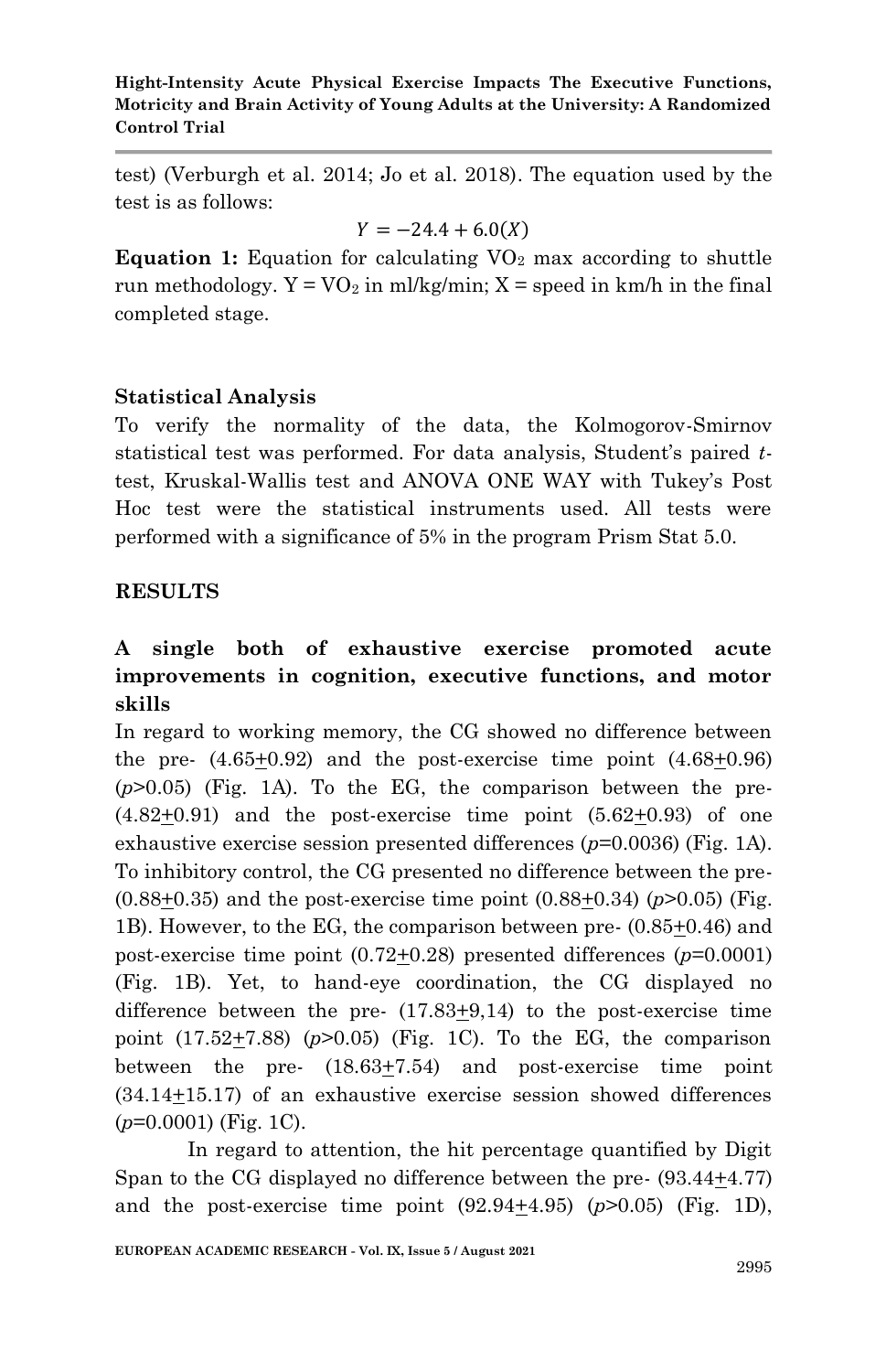test) (Verburgh et al. 2014; Jo et al. 2018). The equation used by the test is as follows:

$$Y = -24.4 + 6.0(X)$$

**Equation 1:** Equation for calculating $VO_2$ max according to shuttle run methodology. Y = $VO_2$ in ml/kg/min; X = speed in km/h in the final completed stage.

## Statistical Analysis

To verify the normality of the data, the Kolmogorov-Smirnov statistical test was performed. For data analysis, Student's paired *t*-test, Kruskal-Wallis test and ANOVA ONE WAY with Tukey's Post Hoc test were the statistical instruments used. All tests were performed with a significance of 5% in the program Prism Stat 5.0.

## RESULTS

### A single both of exhaustive exercise promoted acute improvements in cognition, executive functions, and motor skills

In regard to working memory, the CG showed no difference between the pre- (4.65±0.92) and the post-exercise time point (4.68±0.96) ($p$>0.05) (Fig. 1A). To the EG, the comparison between the pre- (4.82±0.91) and the post-exercise time point (5.62±0.93) of one exhaustive exercise session presented differences ($p$=0.0036) (Fig. 1A). To inhibitory control, the CG presented no difference between the pre- (0.88±0.35) and the post-exercise time point (0.88±0.34) ($p$>0.05) (Fig. 1B). However, to the EG, the comparison between pre- (0.85±0.46) and post-exercise time point (0.72±0.28) presented differences ($p$=0.0001) (Fig. 1B). Yet, to hand-eye coordination, the CG displayed no difference between the pre- (17.83±9,14) to the post-exercise time point (17.52±7.88) ($p$>0.05) (Fig. 1C). To the EG, the comparison between the pre- (18.63±7.54) and post-exercise time point (34.14±15.17) of an exhaustive exercise session showed differences ($p$=0.0001) (Fig. 1C).

In regard to attention, the hit percentage quantified by Digit Span to the CG displayed no difference between the pre- (93.44±4.77) and the post-exercise time point (92.94±4.95) ($p$>0.05) (Fig. 1D),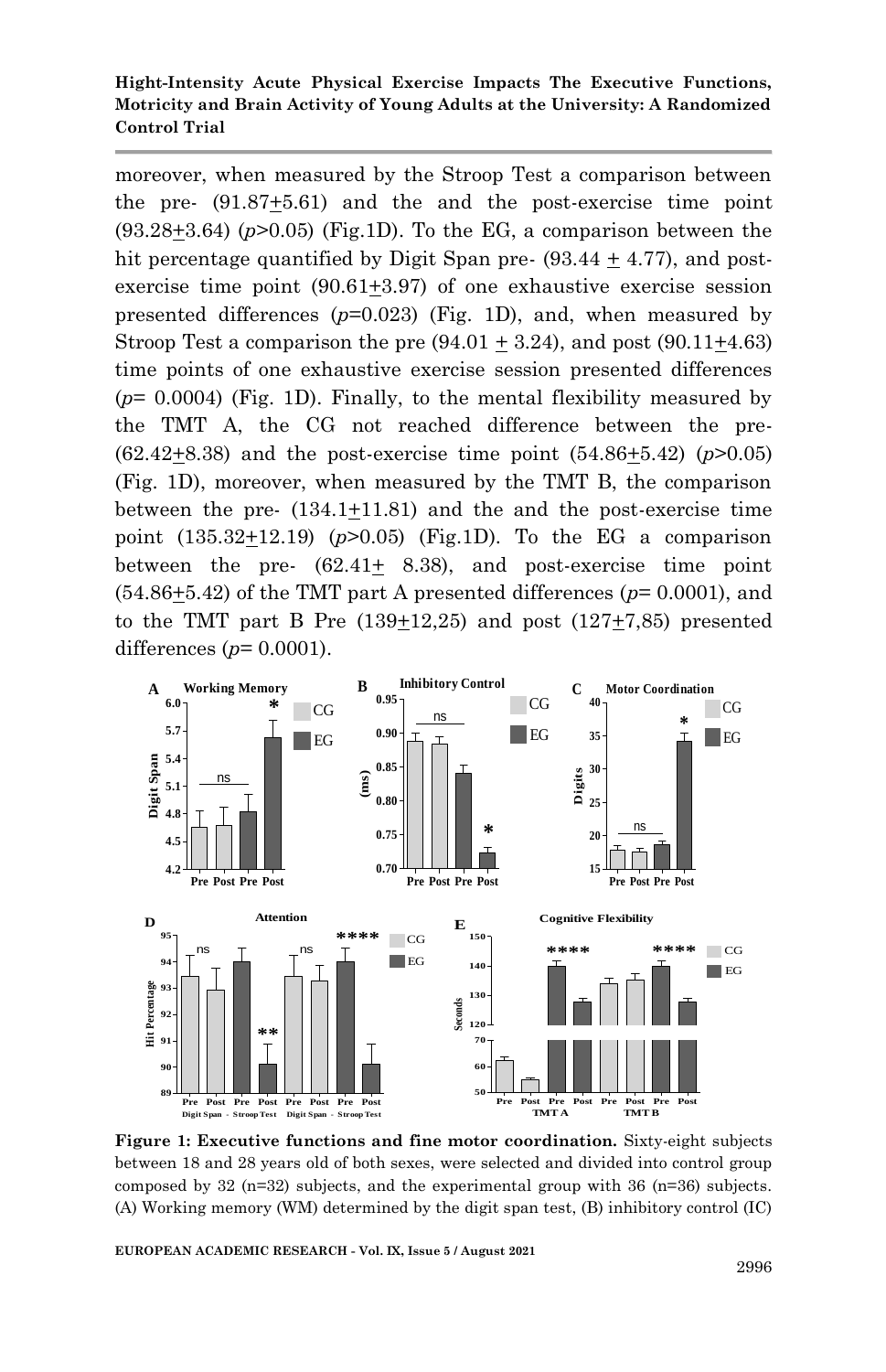moreover, when measured by the Stroop Test a comparison between the pre- (91.87+5.61) and the and the post-exercise time point (93.28+3.64) (*p*>0.05) (Fig.1D). To the EG, a comparison between the hit percentage quantified by Digit Span pre- (93.44 + 4.77), and post-exercise time point (90.61+3.97) of one exhaustive exercise session presented differences (*p*=0.023) (Fig. 1D), and, when measured by Stroop Test a comparison the pre (94.01 + 3.24), and post (90.11+4.63) time points of one exhaustive exercise session presented differences (*p*= 0.0004) (Fig. 1D). Finally, to the mental flexibility measured by the TMT A, the CG not reached difference between the pre- (62.42+8.38) and the post-exercise time point (54.86+5.42) (*p*>0.05) (Fig. 1D), moreover, when measured by the TMT B, the comparison between the pre- (134.1+11.81) and the and the post-exercise time point (135.32+12.19) (*p*>0.05) (Fig.1D). To the EG a comparison between the pre- (62.41+ 8.38), and post-exercise time point (54.86+5.42) of the TMT part A presented differences (*p*= 0.0001), and to the TMT part B Pre (139+12,25) and post (127+7,85) presented differences (*p*= 0.0001).

**Figure 1: Executive functions and fine motor coordination.** Sixty-eight subjects between 18 and 28 years old of both sexes, were selected and divided into control group composed by 32 (n=32) subjects, and the experimental group with 36 (n=36) subjects. (A) Working memory (WM) determined by the digit span test, (B) inhibitory control (IC)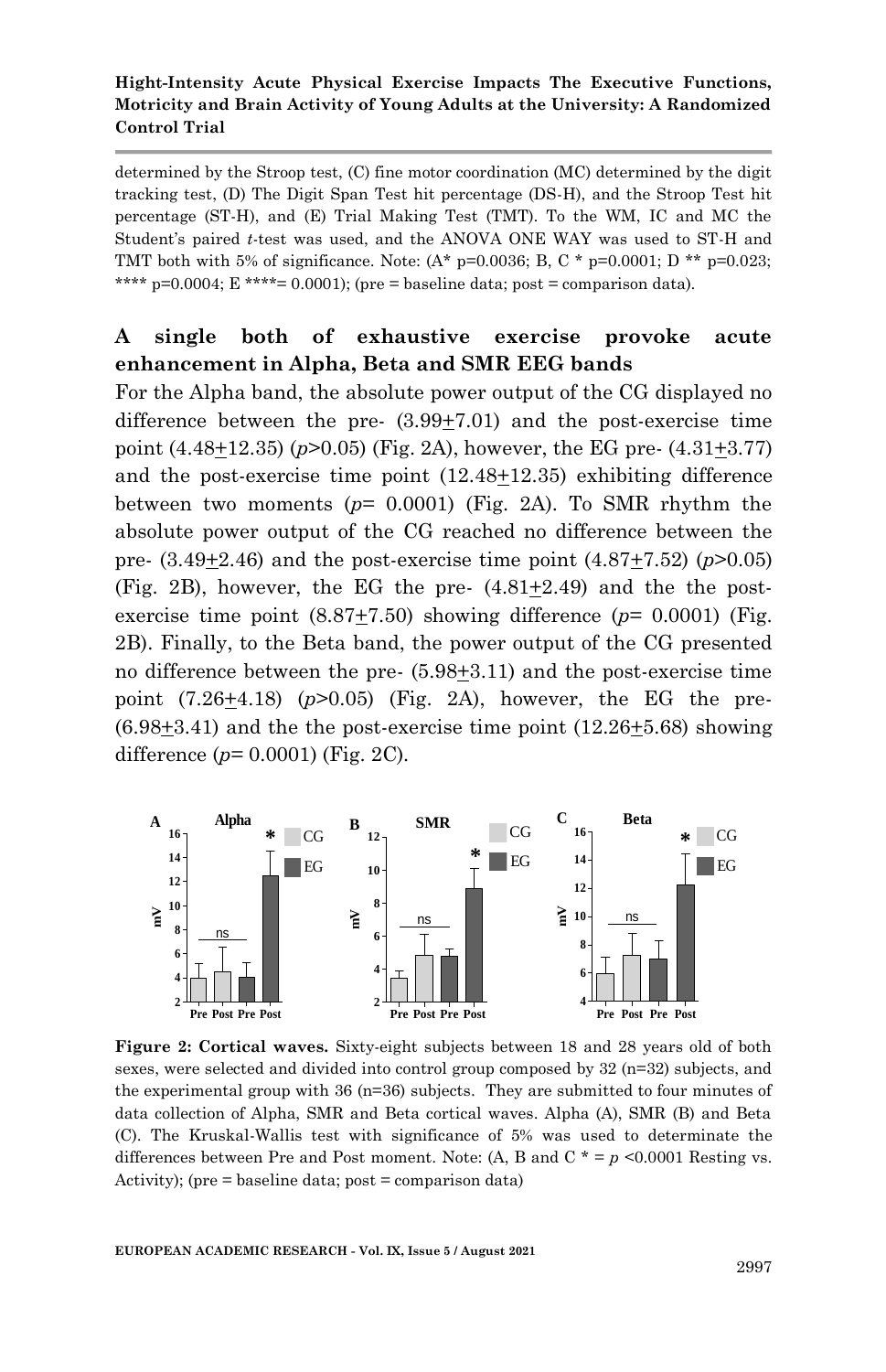determined by the Stroop test, (C) fine motor coordination (MC) determined by the digit tracking test, (D) The Digit Span Test hit percentage (DS-H), and the Stroop Test hit percentage (ST-H), and (E) Trial Making Test (TMT). To the WM, IC and MC the Student's paired *t*-test was used, and the ANOVA ONE WAY was used to ST-H and TMT both with 5% of significance. Note: (A* p=0.0036; B, C * p=0.0001; D ** p=0.023; **** p=0.0004; E ****= 0.0001); (pre = baseline data; post = comparison data).

## A single both of exhaustive exercise provoke acute enhancement in Alpha, Beta and SMR EEG bands

For the Alpha band, the absolute power output of the CG displayed no difference between the pre- (3.99±7.01) and the post-exercise time point (4.48±12.35) ($p$>0.05) (Fig. 2A), however, the EG pre- (4.31±3.77) and the post-exercise time point (12.48±12.35) exhibiting difference between two moments ($p$= 0.0001) (Fig. 2A). To SMR rhythm the absolute power output of the CG reached no difference between the pre- (3.49±2.46) and the post-exercise time point (4.87±7.52) ($p$>0.05) (Fig. 2B), however, the EG the pre- (4.81±2.49) and the the post-exercise time point (8.87±7.50) showing difference ($p$= 0.0001) (Fig. 2B). Finally, to the Beta band, the power output of the CG presented no difference between the pre- (5.98±3.11) and the post-exercise time point (7.26±4.18) ($p$>0.05) (Fig. 2A), however, the EG the pre- (6.98±3.41) and the the post-exercise time point (12.26±5.68) showing difference ($p$= 0.0001) (Fig. 2C).

**Figure 2: Cortical waves.** Sixty-eight subjects between 18 and 28 years old of both sexes, were selected and divided into control group composed by 32 (n=32) subjects, and the experimental group with 36 (n=36) subjects. They are submitted to four minutes of data collection of Alpha, SMR and Beta cortical waves. Alpha (A), SMR (B) and Beta (C). The Kruskal-Wallis test with significance of 5% was used to determinate the differences between Pre and Post moment. Note: (A, B and C * = $p$ <0.0001 Resting vs. Activity); (pre = baseline data; post = comparison data)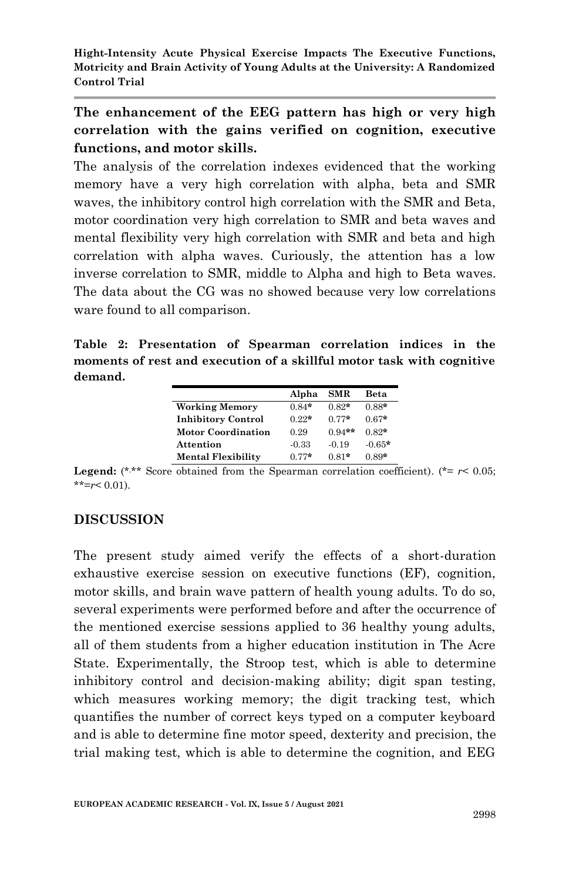**The enhancement of the EEG pattern has high or very high correlation with the gains verified on cognition, executive functions, and motor skills.**

The analysis of the correlation indexes evidenced that the working memory have a very high correlation with alpha, beta and SMR waves, the inhibitory control high correlation with the SMR and Beta, motor coordination very high correlation to SMR and beta waves and mental flexibility very high correlation with SMR and beta and high correlation with alpha waves. Curiously, the attention has a low inverse correlation to SMR, middle to Alpha and high to Beta waves. The data about the CG was no showed because very low correlations ware found to all comparison.

**Table 2: Presentation of Spearman correlation indices in the moments of rest and execution of a skillful motor task with cognitive demand.**

| | Alpha | SMR | Beta |
|---|---|---|---|
| **Working Memory** | 0.84* | 0.82* | 0.88* |
| **Inhibitory Control** | 0.22* | 0.77* | 0.67* |
| **Motor Coordination** | 0.29 | 0.94** | 0.82* |
| **Attention** | -0.33 | -0.19 | -0.65* |
| **Mental Flexibility** | 0.77* | 0.81* | 0.89* |

**Legend:** (*,** Score obtained from the Spearman correlation coefficient). (*= $r < 0.05$; **=$r < 0.01$).

## DISCUSSION

The present study aimed verify the effects of a short-duration exhaustive exercise session on executive functions (EF), cognition, motor skills, and brain wave pattern of health young adults. To do so, several experiments were performed before and after the occurrence of the mentioned exercise sessions applied to 36 healthy young adults, all of them students from a higher education institution in The Acre State. Experimentally, the Stroop test, which is able to determine inhibitory control and decision-making ability; digit span testing, which measures working memory; the digit tracking test, which quantifies the number of correct keys typed on a computer keyboard and is able to determine fine motor speed, dexterity and precision, the trial making test, which is able to determine the cognition, and EEG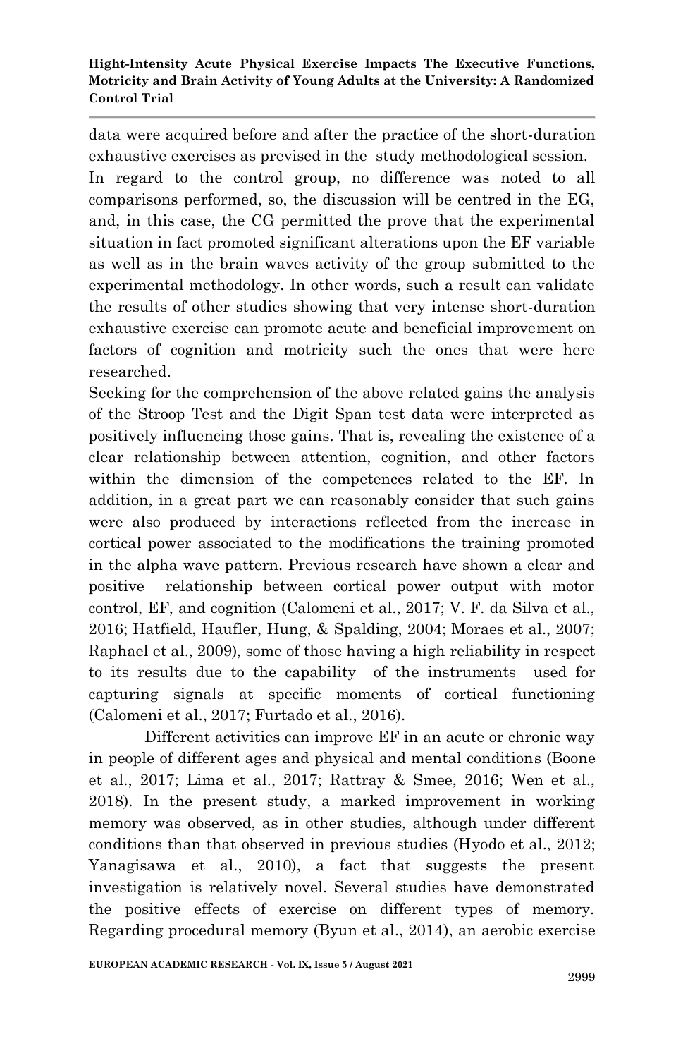data were acquired before and after the practice of the short-duration exhaustive exercises as prevised in the study methodological session.

In regard to the control group, no difference was noted to all comparisons performed, so, the discussion will be centred in the EG, and, in this case, the CG permitted the prove that the experimental situation in fact promoted significant alterations upon the EF variable as well as in the brain waves activity of the group submitted to the experimental methodology. In other words, such a result can validate the results of other studies showing that very intense short-duration exhaustive exercise can promote acute and beneficial improvement on factors of cognition and motricity such the ones that were here researched.

Seeking for the comprehension of the above related gains the analysis of the Stroop Test and the Digit Span test data were interpreted as positively influencing those gains. That is, revealing the existence of a clear relationship between attention, cognition, and other factors within the dimension of the competences related to the EF. In addition, in a great part we can reasonably consider that such gains were also produced by interactions reflected from the increase in cortical power associated to the modifications the training promoted in the alpha wave pattern. Previous research have shown a clear and positive relationship between cortical power output with motor control, EF, and cognition (Calomeni et al., 2017; V. F. da Silva et al., 2016; Hatfield, Haufler, Hung, & Spalding, 2004; Moraes et al., 2007; Raphael et al., 2009), some of those having a high reliability in respect to its results due to the capability of the instruments used for capturing signals at specific moments of cortical functioning (Calomeni et al., 2017; Furtado et al., 2016).

Different activities can improve EF in an acute or chronic way in people of different ages and physical and mental conditions (Boone et al., 2017; Lima et al., 2017; Rattray & Smee, 2016; Wen et al., 2018). In the present study, a marked improvement in working memory was observed, as in other studies, although under different conditions than that observed in previous studies (Hyodo et al., 2012; Yanagisawa et al., 2010), a fact that suggests the present investigation is relatively novel. Several studies have demonstrated the positive effects of exercise on different types of memory. Regarding procedural memory (Byun et al., 2014), an aerobic exercise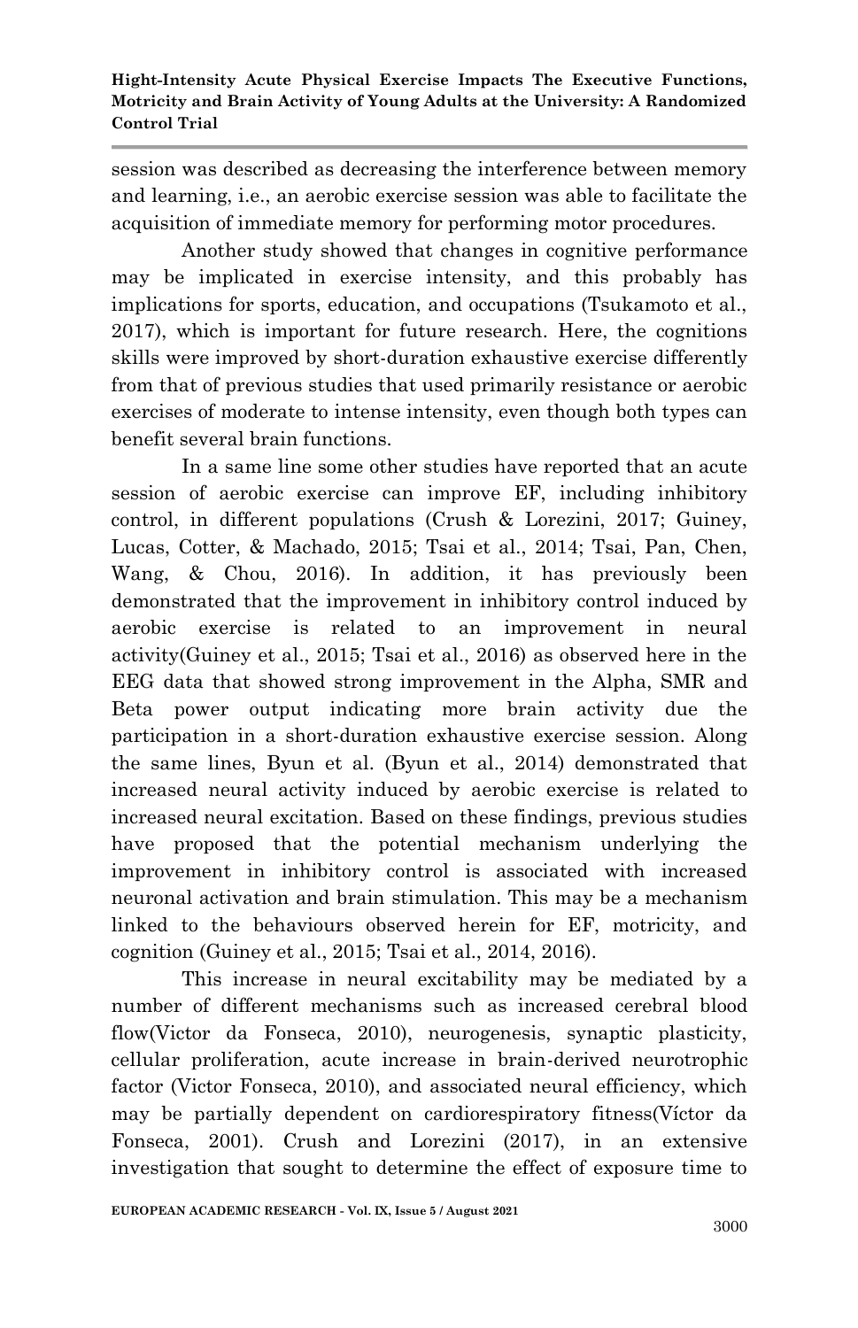session was described as decreasing the interference between memory and learning, i.e., an aerobic exercise session was able to facilitate the acquisition of immediate memory for performing motor procedures.

Another study showed that changes in cognitive performance may be implicated in exercise intensity, and this probably has implications for sports, education, and occupations (Tsukamoto et al., 2017), which is important for future research. Here, the cognitions skills were improved by short-duration exhaustive exercise differently from that of previous studies that used primarily resistance or aerobic exercises of moderate to intense intensity, even though both types can benefit several brain functions.

In a same line some other studies have reported that an acute session of aerobic exercise can improve EF, including inhibitory control, in different populations (Crush & Lorezini, 2017; Guiney, Lucas, Cotter, & Machado, 2015; Tsai et al., 2014; Tsai, Pan, Chen, Wang, & Chou, 2016). In addition, it has previously been demonstrated that the improvement in inhibitory control induced by aerobic exercise is related to an improvement in neural activity(Guiney et al., 2015; Tsai et al., 2016) as observed here in the EEG data that showed strong improvement in the Alpha, SMR and Beta power output indicating more brain activity due the participation in a short-duration exhaustive exercise session. Along the same lines, Byun et al. (Byun et al., 2014) demonstrated that increased neural activity induced by aerobic exercise is related to increased neural excitation. Based on these findings, previous studies have proposed that the potential mechanism underlying the improvement in inhibitory control is associated with increased neuronal activation and brain stimulation. This may be a mechanism linked to the behaviours observed herein for EF, motricity, and cognition (Guiney et al., 2015; Tsai et al., 2014, 2016).

This increase in neural excitability may be mediated by a number of different mechanisms such as increased cerebral blood flow(Victor da Fonseca, 2010), neurogenesis, synaptic plasticity, cellular proliferation, acute increase in brain-derived neurotrophic factor (Victor Fonseca, 2010), and associated neural efficiency, which may be partially dependent on cardiorespiratory fitness(Víctor da Fonseca, 2001). Crush and Lorezini (2017), in an extensive investigation that sought to determine the effect of exposure time to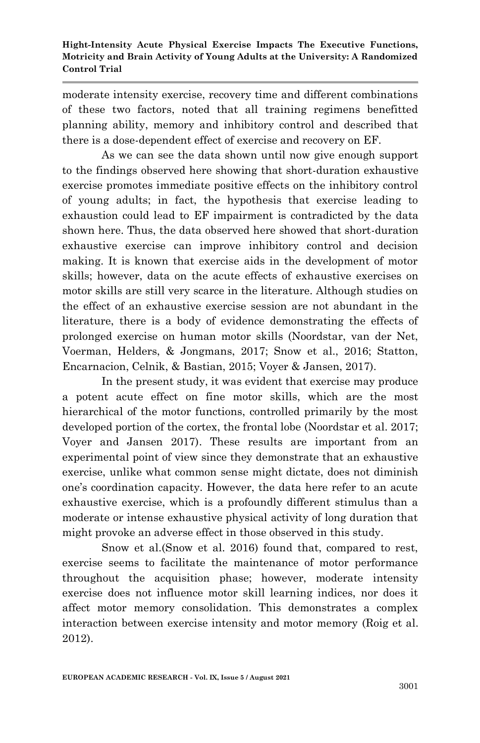moderate intensity exercise, recovery time and different combinations of these two factors, noted that all training regimens benefitted planning ability, memory and inhibitory control and described that there is a dose-dependent effect of exercise and recovery on EF.

As we can see the data shown until now give enough support to the findings observed here showing that short-duration exhaustive exercise promotes immediate positive effects on the inhibitory control of young adults; in fact, the hypothesis that exercise leading to exhaustion could lead to EF impairment is contradicted by the data shown here. Thus, the data observed here showed that short-duration exhaustive exercise can improve inhibitory control and decision making. It is known that exercise aids in the development of motor skills; however, data on the acute effects of exhaustive exercises on motor skills are still very scarce in the literature. Although studies on the effect of an exhaustive exercise session are not abundant in the literature, there is a body of evidence demonstrating the effects of prolonged exercise on human motor skills (Noordstar, van der Net, Voerman, Helders, & Jongmans, 2017; Snow et al., 2016; Statton, Encarnacion, Celnik, & Bastian, 2015; Voyer & Jansen, 2017).

In the present study, it was evident that exercise may produce a potent acute effect on fine motor skills, which are the most hierarchical of the motor functions, controlled primarily by the most developed portion of the cortex, the frontal lobe (Noordstar et al. 2017; Voyer and Jansen 2017). These results are important from an experimental point of view since they demonstrate that an exhaustive exercise, unlike what common sense might dictate, does not diminish one's coordination capacity. However, the data here refer to an acute exhaustive exercise, which is a profoundly different stimulus than a moderate or intense exhaustive physical activity of long duration that might provoke an adverse effect in those observed in this study.

Snow et al.(Snow et al. 2016) found that, compared to rest, exercise seems to facilitate the maintenance of motor performance throughout the acquisition phase; however, moderate intensity exercise does not influence motor skill learning indices, nor does it affect motor memory consolidation. This demonstrates a complex interaction between exercise intensity and motor memory (Roig et al. 2012).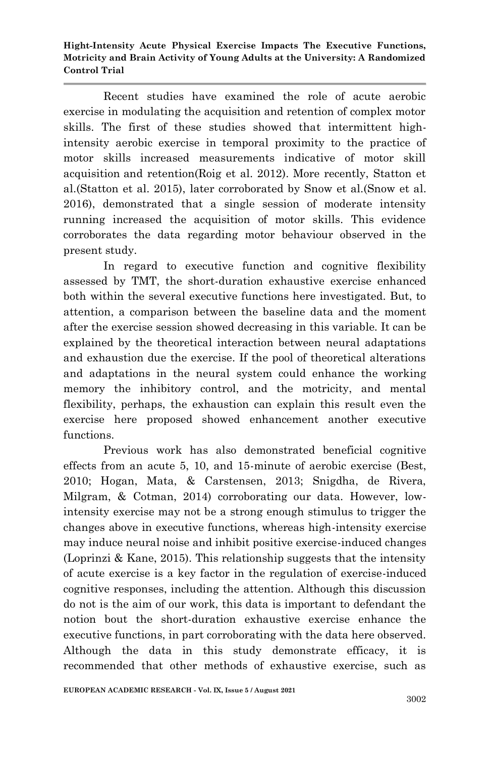Recent studies have examined the role of acute aerobic exercise in modulating the acquisition and retention of complex motor skills. The first of these studies showed that intermittent high-intensity aerobic exercise in temporal proximity to the practice of motor skills increased measurements indicative of motor skill acquisition and retention(Roig et al. 2012). More recently, Statton et al.(Statton et al. 2015), later corroborated by Snow et al.(Snow et al. 2016), demonstrated that a single session of moderate intensity running increased the acquisition of motor skills. This evidence corroborates the data regarding motor behaviour observed in the present study.

In regard to executive function and cognitive flexibility assessed by TMT, the short-duration exhaustive exercise enhanced both within the several executive functions here investigated. But, to attention, a comparison between the baseline data and the moment after the exercise session showed decreasing in this variable. It can be explained by the theoretical interaction between neural adaptations and exhaustion due the exercise. If the pool of theoretical alterations and adaptations in the neural system could enhance the working memory the inhibitory control, and the motricity, and mental flexibility, perhaps, the exhaustion can explain this result even the exercise here proposed showed enhancement another executive functions.

Previous work has also demonstrated beneficial cognitive effects from an acute 5, 10, and 15-minute of aerobic exercise (Best, 2010; Hogan, Mata, & Carstensen, 2013; Snigdha, de Rivera, Milgram, & Cotman, 2014) corroborating our data. However, low-intensity exercise may not be a strong enough stimulus to trigger the changes above in executive functions, whereas high-intensity exercise may induce neural noise and inhibit positive exercise-induced changes (Loprinzi & Kane, 2015). This relationship suggests that the intensity of acute exercise is a key factor in the regulation of exercise-induced cognitive responses, including the attention. Although this discussion do not is the aim of our work, this data is important to defendant the notion bout the short-duration exhaustive exercise enhance the executive functions, in part corroborating with the data here observed. Although the data in this study demonstrate efficacy, it is recommended that other methods of exhaustive exercise, such as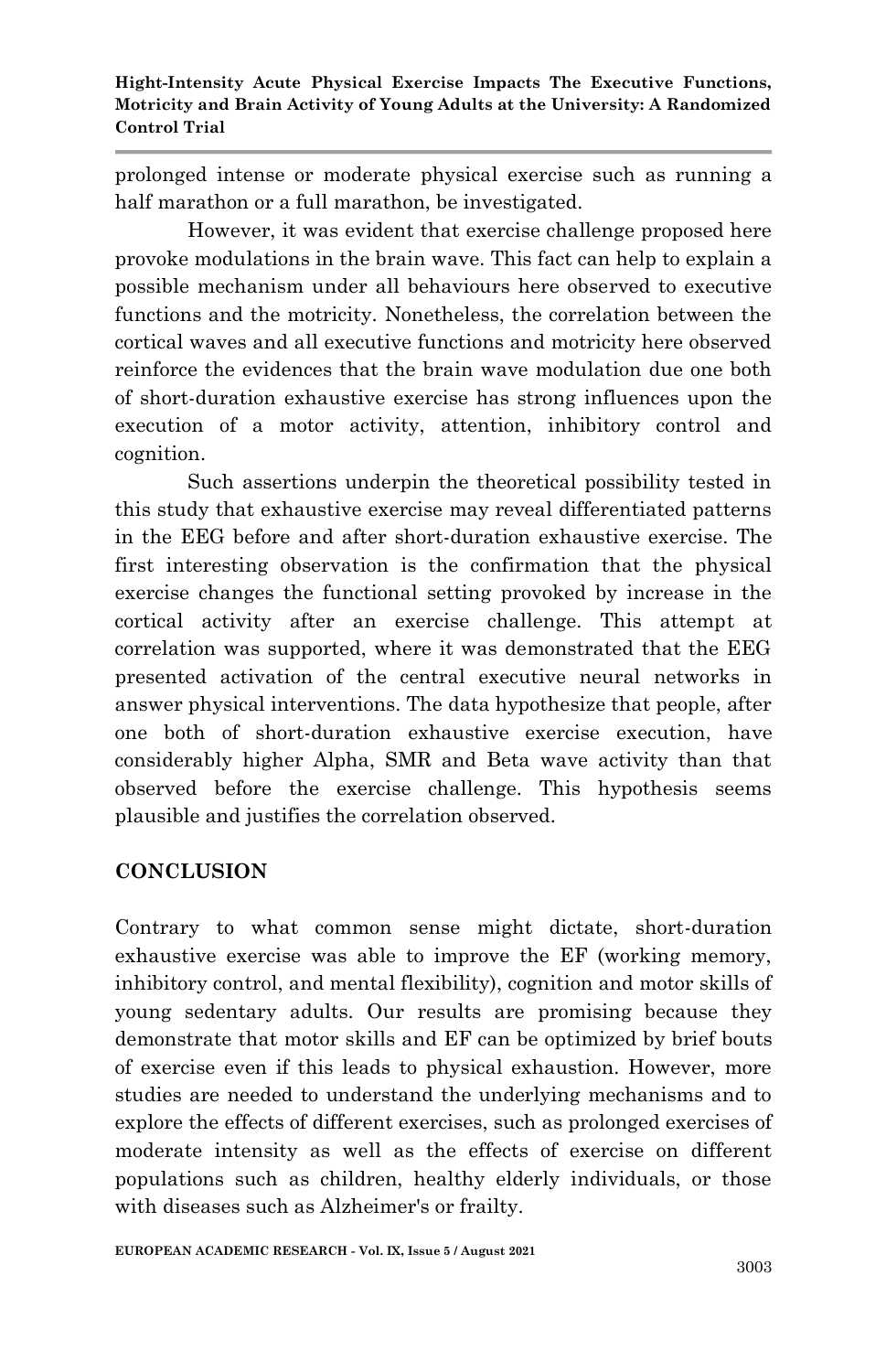prolonged intense or moderate physical exercise such as running a half marathon or a full marathon, be investigated.

However, it was evident that exercise challenge proposed here provoke modulations in the brain wave. This fact can help to explain a possible mechanism under all behaviours here observed to executive functions and the motricity. Nonetheless, the correlation between the cortical waves and all executive functions and motricity here observed reinforce the evidences that the brain wave modulation due one both of short-duration exhaustive exercise has strong influences upon the execution of a motor activity, attention, inhibitory control and cognition.

Such assertions underpin the theoretical possibility tested in this study that exhaustive exercise may reveal differentiated patterns in the EEG before and after short-duration exhaustive exercise. The first interesting observation is the confirmation that the physical exercise changes the functional setting provoked by increase in the cortical activity after an exercise challenge. This attempt at correlation was supported, where it was demonstrated that the EEG presented activation of the central executive neural networks in answer physical interventions. The data hypothesize that people, after one both of short-duration exhaustive exercise execution, have considerably higher Alpha, SMR and Beta wave activity than that observed before the exercise challenge. This hypothesis seems plausible and justifies the correlation observed.

## CONCLUSION

Contrary to what common sense might dictate, short-duration exhaustive exercise was able to improve the EF (working memory, inhibitory control, and mental flexibility), cognition and motor skills of young sedentary adults. Our results are promising because they demonstrate that motor skills and EF can be optimized by brief bouts of exercise even if this leads to physical exhaustion. However, more studies are needed to understand the underlying mechanisms and to explore the effects of different exercises, such as prolonged exercises of moderate intensity as well as the effects of exercise on different populations such as children, healthy elderly individuals, or those with diseases such as Alzheimer's or frailty.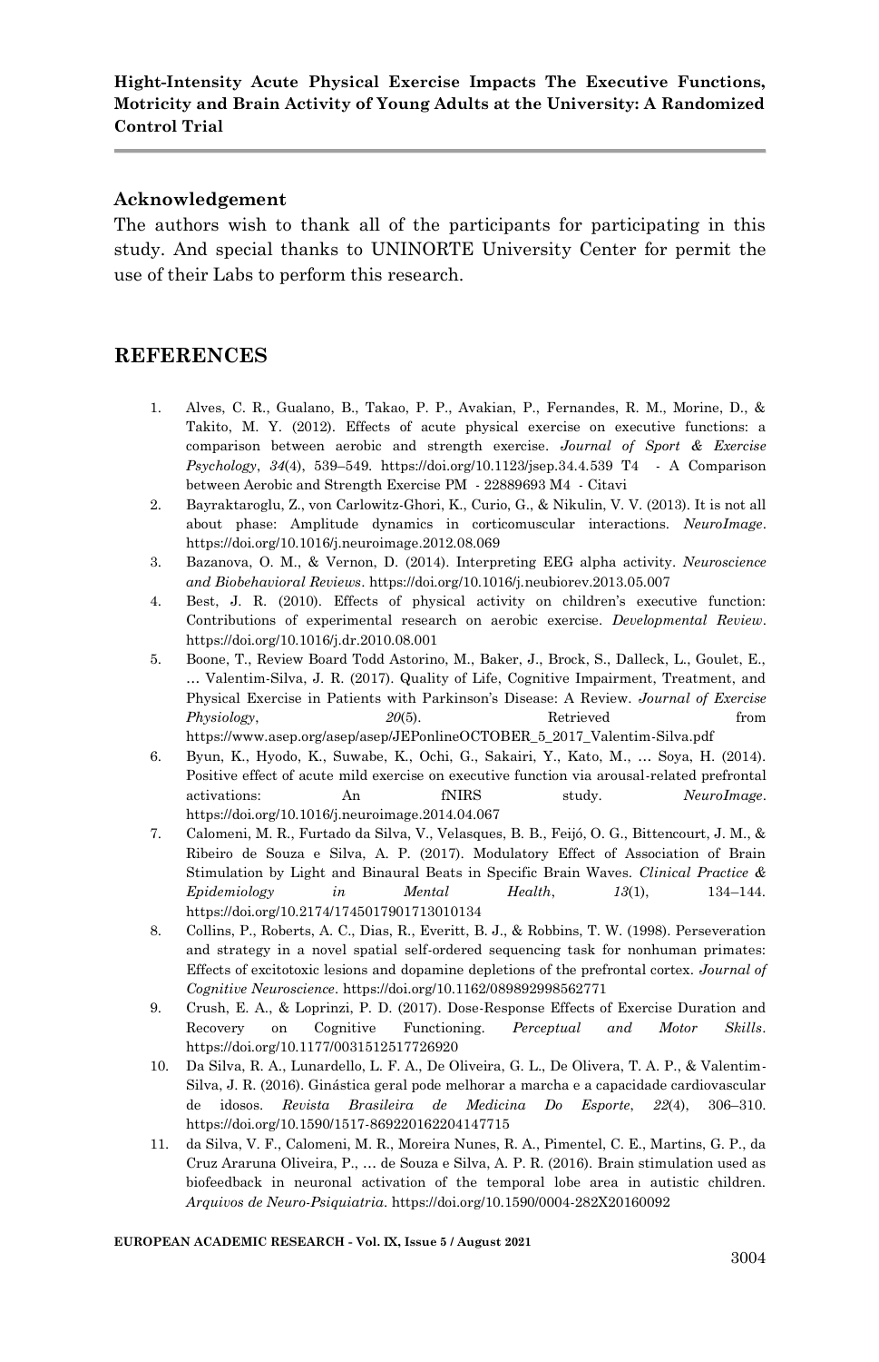### Acknowledgement

The authors wish to thank all of the participants for participating in this study. And special thanks to UNINORTE University Center for permit the use of their Labs to perform this research.

## REFERENCES

1. Alves, C. R., Gualano, B., Takao, P. P., Avakian, P., Fernandes, R. M., Morine, D., & Takito, M. Y. (2012). Effects of acute physical exercise on executive functions: a comparison between aerobic and strength exercise. *Journal of Sport & Exercise Psychology*, *34*(4), 539–549. https://doi.org/10.1123/jsep.34.4.539 T4 - A Comparison between Aerobic and Strength Exercise PM - 22889693 M4 - Citavi
2. Bayraktaroglu, Z., von Carlowitz-Ghori, K., Curio, G., & Nikulin, V. V. (2013). It is not all about phase: Amplitude dynamics in corticomuscular interactions. *NeuroImage*. https://doi.org/10.1016/j.neuroimage.2012.08.069
3. Bazanova, O. M., & Vernon, D. (2014). Interpreting EEG alpha activity. *Neuroscience and Biobehavioral Reviews*. https://doi.org/10.1016/j.neubiorev.2013.05.007
4. Best, J. R. (2010). Effects of physical activity on children's executive function: Contributions of experimental research on aerobic exercise. *Developmental Review*. https://doi.org/10.1016/j.dr.2010.08.001
5. Boone, T., Review Board Todd Astorino, M., Baker, J., Brock, S., Dalleck, L., Goulet, E., … Valentim-Silva, J. R. (2017). Quality of Life, Cognitive Impairment, Treatment, and Physical Exercise in Patients with Parkinson's Disease: A Review. *Journal of Exercise Physiology*, *20*(5). Retrieved from https://www.asep.org/asep/asep/JEPonlineOCTOBER_5_2017_Valentim-Silva.pdf
6. Byun, K., Hyodo, K., Suwabe, K., Ochi, G., Sakairi, Y., Kato, M., … Soya, H. (2014). Positive effect of acute mild exercise on executive function via arousal-related prefrontal activations: An fNIRS study. *NeuroImage*. https://doi.org/10.1016/j.neuroimage.2014.04.067
7. Calomeni, M. R., Furtado da Silva, V., Velasques, B. B., Feijó, O. G., Bittencourt, J. M., & Ribeiro de Souza e Silva, A. P. (2017). Modulatory Effect of Association of Brain Stimulation by Light and Binaural Beats in Specific Brain Waves. *Clinical Practice & Epidemiology in Mental Health*, *13*(1), 134–144. https://doi.org/10.2174/1745017901713010134
8. Collins, P., Roberts, A. C., Dias, R., Everitt, B. J., & Robbins, T. W. (1998). Perseveration and strategy in a novel spatial self-ordered sequencing task for nonhuman primates: Effects of excitotoxic lesions and dopamine depletions of the prefrontal cortex. *Journal of Cognitive Neuroscience*. https://doi.org/10.1162/089892998562771
9. Crush, E. A., & Loprinzi, P. D. (2017). Dose-Response Effects of Exercise Duration and Recovery on Cognitive Functioning. *Perceptual and Motor Skills*. https://doi.org/10.1177/0031512517726920
10. Da Silva, R. A., Lunardello, L. F. A., De Oliveira, G. L., De Olivera, T. A. P., & Valentim-Silva, J. R. (2016). Ginástica geral pode melhorar a marcha e a capacidade cardiovascular de idosos. *Revista Brasileira de Medicina Do Esporte*, *22*(4), 306–310. https://doi.org/10.1590/1517-869220162204147715
11. da Silva, V. F., Calomeni, M. R., Moreira Nunes, R. A., Pimentel, C. E., Martins, G. P., da Cruz Araruna Oliveira, P., … de Souza e Silva, A. P. R. (2016). Brain stimulation used as biofeedback in neuronal activation of the temporal lobe area in autistic children. *Arquivos de Neuro-Psiquiatria*. https://doi.org/10.1590/0004-282X20160092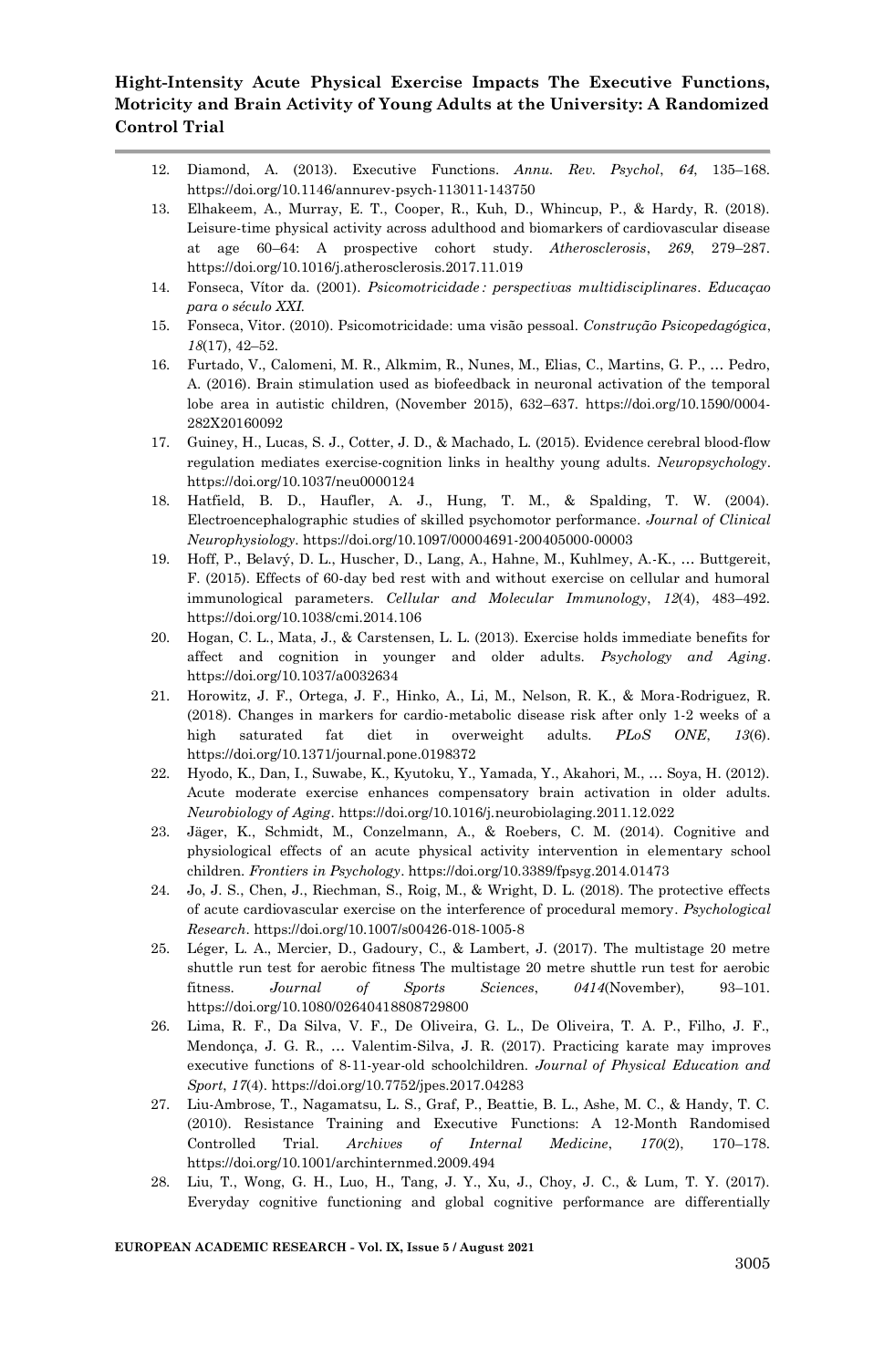12. Diamond, A. (2013). Executive Functions. *Annu. Rev. Psychol*, *64*, 135–168. https://doi.org/10.1146/annurev-psych-113011-143750
13. Elhakeem, A., Murray, E. T., Cooper, R., Kuh, D., Whincup, P., & Hardy, R. (2018). Leisure-time physical activity across adulthood and biomarkers of cardiovascular disease at age 60–64: A prospective cohort study. *Atherosclerosis*, *269*, 279–287. https://doi.org/10.1016/j.atherosclerosis.2017.11.019
14. Fonseca, Vítor da. (2001). *Psicomotricidade : perspectivas multidisciplinares*. *Educaçao para o século XXI.*
15. Fonseca, Vitor. (2010). Psicomotricidade: uma visão pessoal. *Construção Psicopedagógica*, *18*(17), 42–52.
16. Furtado, V., Calomeni, M. R., Alkmim, R., Nunes, M., Elias, C., Martins, G. P., … Pedro, A. (2016). Brain stimulation used as biofeedback in neuronal activation of the temporal lobe area in autistic children, (November 2015), 632–637. https://doi.org/10.1590/0004-282X20160092
17. Guiney, H., Lucas, S. J., Cotter, J. D., & Machado, L. (2015). Evidence cerebral blood-flow regulation mediates exercise-cognition links in healthy young adults. *Neuropsychology*. https://doi.org/10.1037/neu0000124
18. Hatfield, B. D., Haufler, A. J., Hung, T. M., & Spalding, T. W. (2004). Electroencephalographic studies of skilled psychomotor performance. *Journal of Clinical Neurophysiology*. https://doi.org/10.1097/00004691-200405000-00003
19. Hoff, P., Belavý, D. L., Huscher, D., Lang, A., Hahne, M., Kuhlmey, A.-K., … Buttgereit, F. (2015). Effects of 60-day bed rest with and without exercise on cellular and humoral immunological parameters. *Cellular and Molecular Immunology*, *12*(4), 483–492. https://doi.org/10.1038/cmi.2014.106
20. Hogan, C. L., Mata, J., & Carstensen, L. L. (2013). Exercise holds immediate benefits for affect and cognition in younger and older adults. *Psychology and Aging*. https://doi.org/10.1037/a0032634
21. Horowitz, J. F., Ortega, J. F., Hinko, A., Li, M., Nelson, R. K., & Mora-Rodriguez, R. (2018). Changes in markers for cardio-metabolic disease risk after only 1-2 weeks of a high saturated fat diet in overweight adults. *PLoS ONE*, *13*(6). https://doi.org/10.1371/journal.pone.0198372
22. Hyodo, K., Dan, I., Suwabe, K., Kyutoku, Y., Yamada, Y., Akahori, M., … Soya, H. (2012). Acute moderate exercise enhances compensatory brain activation in older adults. *Neurobiology of Aging*. https://doi.org/10.1016/j.neurobiolaging.2011.12.022
23. Jäger, K., Schmidt, M., Conzelmann, A., & Roebers, C. M. (2014). Cognitive and physiological effects of an acute physical activity intervention in elementary school children. *Frontiers in Psychology*. https://doi.org/10.3389/fpsyg.2014.01473
24. Jo, J. S., Chen, J., Riechman, S., Roig, M., & Wright, D. L. (2018). The protective effects of acute cardiovascular exercise on the interference of procedural memory. *Psychological Research*. https://doi.org/10.1007/s00426-018-1005-8
25. Léger, L. A., Mercier, D., Gadoury, C., & Lambert, J. (2017). The multistage 20 metre shuttle run test for aerobic fitness The multistage 20 metre shuttle run test for aerobic fitness. *Journal of Sports Sciences*, *0414*(November), 93–101. https://doi.org/10.1080/02640418808729800
26. Lima, R. F., Da Silva, V. F., De Oliveira, G. L., De Oliveira, T. A. P., Filho, J. F., Mendonça, J. G. R., … Valentim-Silva, J. R. (2017). Practicing karate may improves executive functions of 8-11-year-old schoolchildren. *Journal of Physical Education and Sport*, *17*(4). https://doi.org/10.7752/jpes.2017.04283
27. Liu-Ambrose, T., Nagamatsu, L. S., Graf, P., Beattie, B. L., Ashe, M. C., & Handy, T. C. (2010). Resistance Training and Executive Functions: A 12-Month Randomised Controlled Trial. *Archives of Internal Medicine*, *170*(2), 170–178. https://doi.org/10.1001/archinternmed.2009.494
28. Liu, T., Wong, G. H., Luo, H., Tang, J. Y., Xu, J., Choy, J. C., & Lum, T. Y. (2017). Everyday cognitive functioning and global cognitive performance are differentially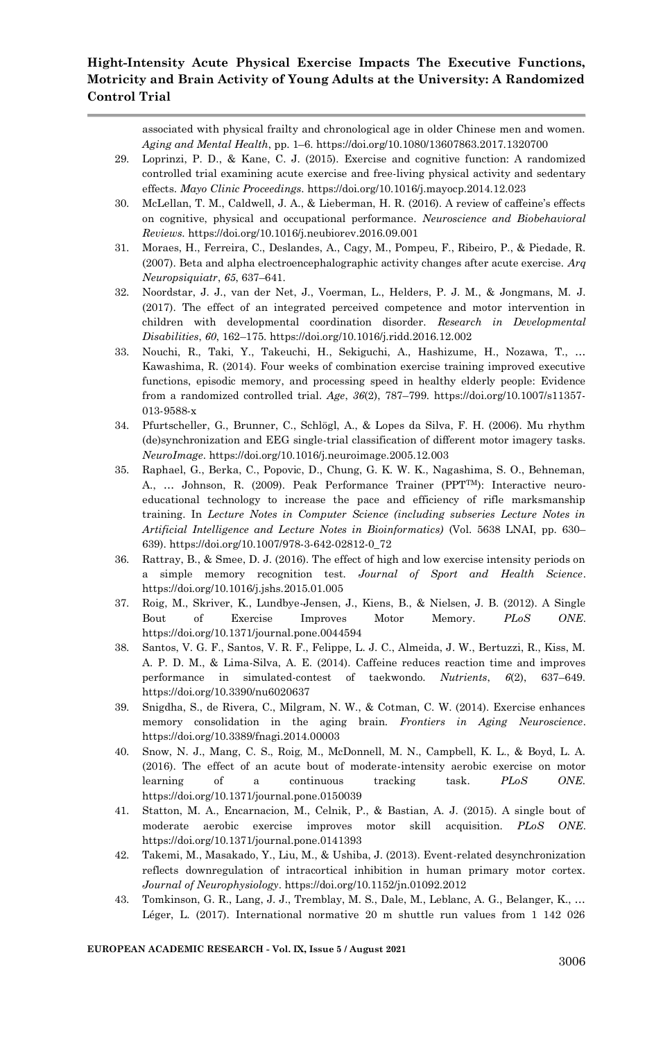associated with physical frailty and chronological age in older Chinese men and women. *Aging and Mental Health*, pp. 1–6. https://doi.org/10.1080/13607863.2017.1320700

29. Loprinzi, P. D., & Kane, C. J. (2015). Exercise and cognitive function: A randomized controlled trial examining acute exercise and free-living physical activity and sedentary effects. *Mayo Clinic Proceedings*. https://doi.org/10.1016/j.mayocp.2014.12.023
30. McLellan, T. M., Caldwell, J. A., & Lieberman, H. R. (2016). A review of caffeine's effects on cognitive, physical and occupational performance. *Neuroscience and Biobehavioral Reviews*. https://doi.org/10.1016/j.neubiorev.2016.09.001
31. Moraes, H., Ferreira, C., Deslandes, A., Cagy, M., Pompeu, F., Ribeiro, P., & Piedade, R. (2007). Beta and alpha electroencephalographic activity changes after acute exercise. *Arq Neuropsiquiatr*, *65*, 637–641.
32. Noordstar, J. J., van der Net, J., Voerman, L., Helders, P. J. M., & Jongmans, M. J. (2017). The effect of an integrated perceived competence and motor intervention in children with developmental coordination disorder. *Research in Developmental Disabilities*, *60*, 162–175. https://doi.org/10.1016/j.ridd.2016.12.002
33. Nouchi, R., Taki, Y., Takeuchi, H., Sekiguchi, A., Hashizume, H., Nozawa, T., … Kawashima, R. (2014). Four weeks of combination exercise training improved executive functions, episodic memory, and processing speed in healthy elderly people: Evidence from a randomized controlled trial. *Age*, *36*(2), 787–799. https://doi.org/10.1007/s11357-013-9588-x
34. Pfurtscheller, G., Brunner, C., Schlögl, A., & Lopes da Silva, F. H. (2006). Mu rhythm (de)synchronization and EEG single-trial classification of different motor imagery tasks. *NeuroImage*. https://doi.org/10.1016/j.neuroimage.2005.12.003
35. Raphael, G., Berka, C., Popovic, D., Chung, G. K. W. K., Nagashima, S. O., Behneman, A., … Johnson, R. (2009). Peak Performance Trainer (PPT™): Interactive neuro-educational technology to increase the pace and efficiency of rifle marksmanship training. In *Lecture Notes in Computer Science (including subseries Lecture Notes in Artificial Intelligence and Lecture Notes in Bioinformatics)* (Vol. 5638 LNAI, pp. 630–639). https://doi.org/10.1007/978-3-642-02812-0_72
36. Rattray, B., & Smee, D. J. (2016). The effect of high and low exercise intensity periods on a simple memory recognition test. *Journal of Sport and Health Science*. https://doi.org/10.1016/j.jshs.2015.01.005
37. Roig, M., Skriver, K., Lundbye-Jensen, J., Kiens, B., & Nielsen, J. B. (2012). A Single Bout of Exercise Improves Motor Memory. *PLoS ONE*. https://doi.org/10.1371/journal.pone.0044594
38. Santos, V. G. F., Santos, V. R. F., Felippe, L. J. C., Almeida, J. W., Bertuzzi, R., Kiss, M. A. P. D. M., & Lima-Silva, A. E. (2014). Caffeine reduces reaction time and improves performance in simulated-contest of taekwondo. *Nutrients*, *6*(2), 637–649. https://doi.org/10.3390/nu6020637
39. Snigdha, S., de Rivera, C., Milgram, N. W., & Cotman, C. W. (2014). Exercise enhances memory consolidation in the aging brain. *Frontiers in Aging Neuroscience*. https://doi.org/10.3389/fnagi.2014.00003
40. Snow, N. J., Mang, C. S., Roig, M., McDonnell, M. N., Campbell, K. L., & Boyd, L. A. (2016). The effect of an acute bout of moderate-intensity aerobic exercise on motor learning of a continuous tracking task. *PLoS ONE*. https://doi.org/10.1371/journal.pone.0150039
41. Statton, M. A., Encarnacion, M., Celnik, P., & Bastian, A. J. (2015). A single bout of moderate aerobic exercise improves motor skill acquisition. *PLoS ONE*. https://doi.org/10.1371/journal.pone.0141393
42. Takemi, M., Masakado, Y., Liu, M., & Ushiba, J. (2013). Event-related desynchronization reflects downregulation of intracortical inhibition in human primary motor cortex. *Journal of Neurophysiology*. https://doi.org/10.1152/jn.01092.2012
43. Tomkinson, G. R., Lang, J. J., Tremblay, M. S., Dale, M., Leblanc, A. G., Belanger, K., … Léger, L. (2017). International normative 20 m shuttle run values from 1 142 026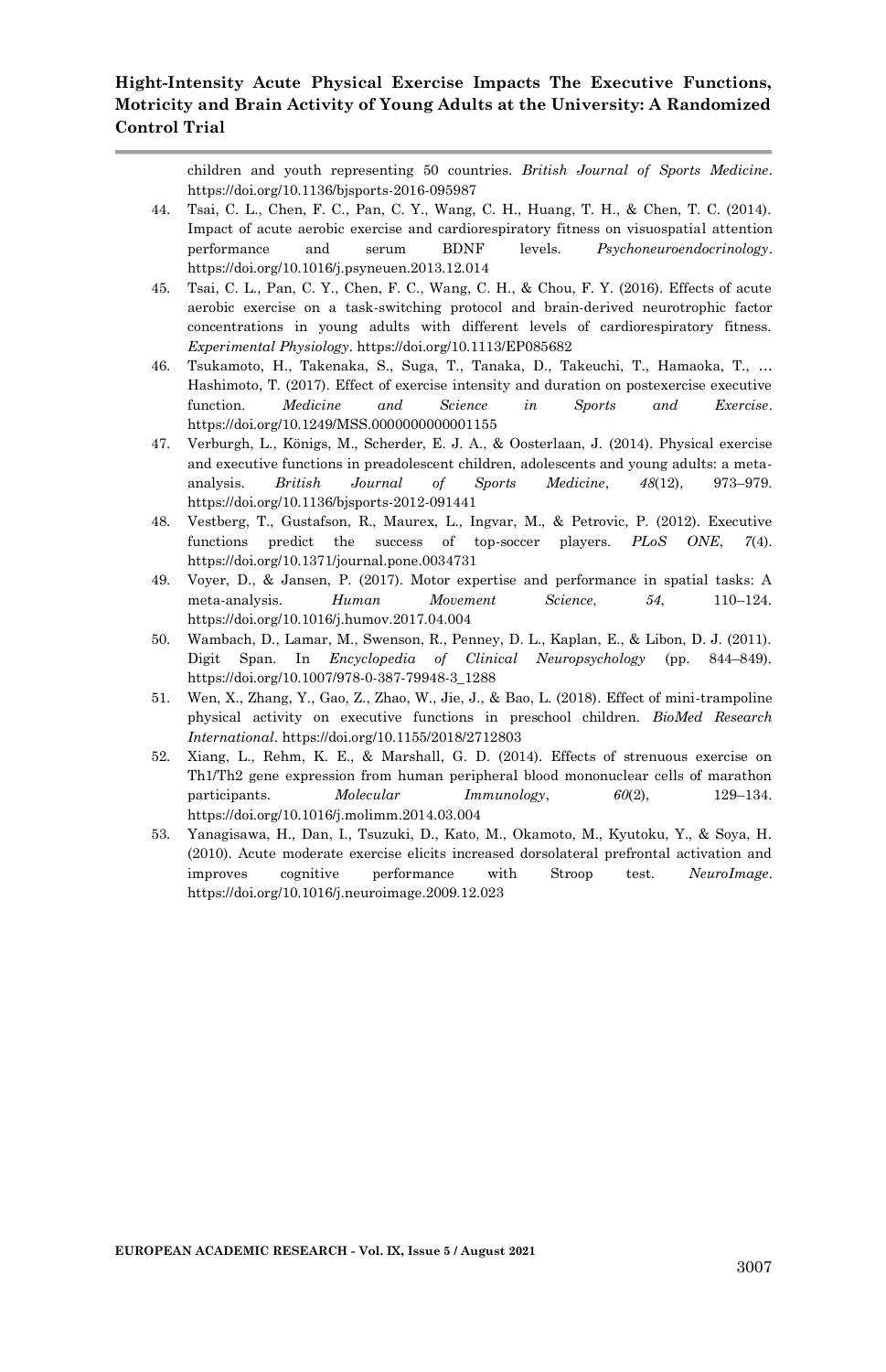children and youth representing 50 countries. *British Journal of Sports Medicine*. https://doi.org/10.1136/bjsports-2016-095987

44. Tsai, C. L., Chen, F. C., Pan, C. Y., Wang, C. H., Huang, T. H., & Chen, T. C. (2014). Impact of acute aerobic exercise and cardiorespiratory fitness on visuospatial attention performance and serum BDNF levels. *Psychoneuroendocrinology*. https://doi.org/10.1016/j.psyneuen.2013.12.014
45. Tsai, C. L., Pan, C. Y., Chen, F. C., Wang, C. H., & Chou, F. Y. (2016). Effects of acute aerobic exercise on a task-switching protocol and brain-derived neurotrophic factor concentrations in young adults with different levels of cardiorespiratory fitness. *Experimental Physiology*. https://doi.org/10.1113/EP085682
46. Tsukamoto, H., Takenaka, S., Suga, T., Tanaka, D., Takeuchi, T., Hamaoka, T., … Hashimoto, T. (2017). Effect of exercise intensity and duration on postexercise executive function. *Medicine and Science in Sports and Exercise*. https://doi.org/10.1249/MSS.0000000000001155
47. Verburgh, L., Königs, M., Scherder, E. J. A., & Oosterlaan, J. (2014). Physical exercise and executive functions in preadolescent children, adolescents and young adults: a meta-analysis. *British Journal of Sports Medicine*, *48*(12), 973–979. https://doi.org/10.1136/bjsports-2012-091441
48. Vestberg, T., Gustafson, R., Maurex, L., Ingvar, M., & Petrovic, P. (2012). Executive functions predict the success of top-soccer players. *PLoS ONE*, *7*(4). https://doi.org/10.1371/journal.pone.0034731
49. Voyer, D., & Jansen, P. (2017). Motor expertise and performance in spatial tasks: A meta-analysis. *Human Movement Science*, *54*, 110–124. https://doi.org/10.1016/j.humov.2017.04.004
50. Wambach, D., Lamar, M., Swenson, R., Penney, D. L., Kaplan, E., & Libon, D. J. (2011). Digit Span. In *Encyclopedia of Clinical Neuropsychology* (pp. 844–849). https://doi.org/10.1007/978-0-387-79948-3_1288
51. Wen, X., Zhang, Y., Gao, Z., Zhao, W., Jie, J., & Bao, L. (2018). Effect of mini-trampoline physical activity on executive functions in preschool children. *BioMed Research International*. https://doi.org/10.1155/2018/2712803
52. Xiang, L., Rehm, K. E., & Marshall, G. D. (2014). Effects of strenuous exercise on Th1/Th2 gene expression from human peripheral blood mononuclear cells of marathon participants. *Molecular Immunology*, *60*(2), 129–134. https://doi.org/10.1016/j.molimm.2014.03.004
53. Yanagisawa, H., Dan, I., Tsuzuki, D., Kato, M., Okamoto, M., Kyutoku, Y., & Soya, H. (2010). Acute moderate exercise elicits increased dorsolateral prefrontal activation and improves cognitive performance with Stroop test. *NeuroImage*. https://doi.org/10.1016/j.neuroimage.2009.12.023